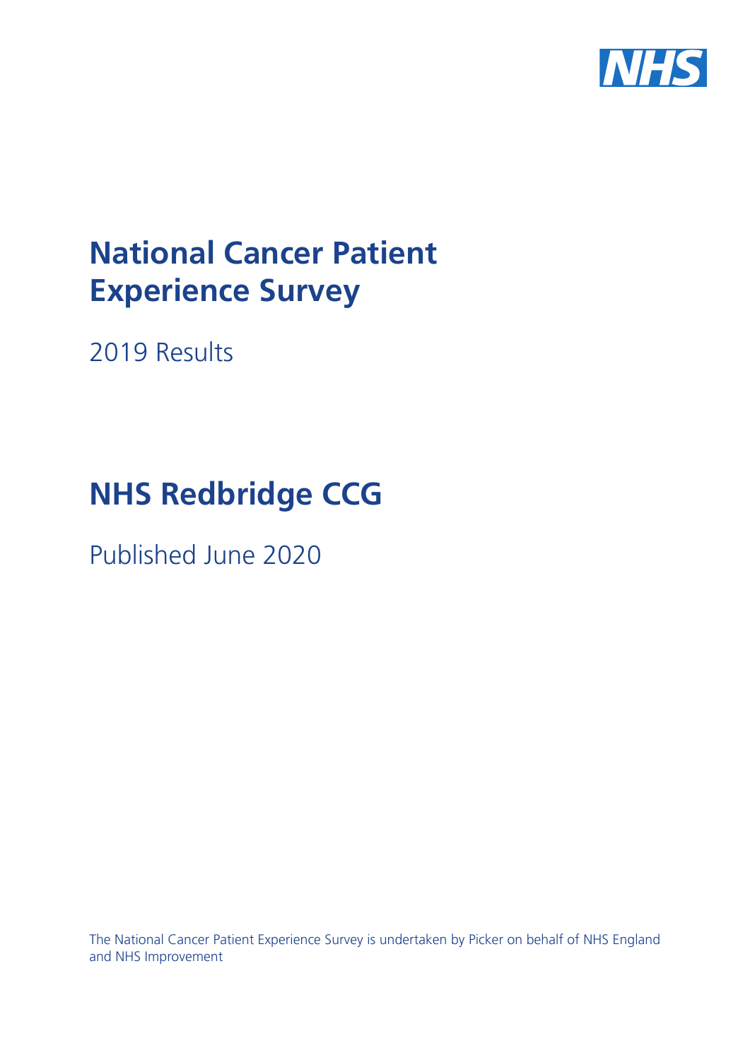# National Cancer Patient Experience Survey

2019 Results

# NHS Redbridge CCG

Published June 2020

The National Cancer Patient Experience Survey is undertaken by Picker on behalf of NHS England and NHS Improvement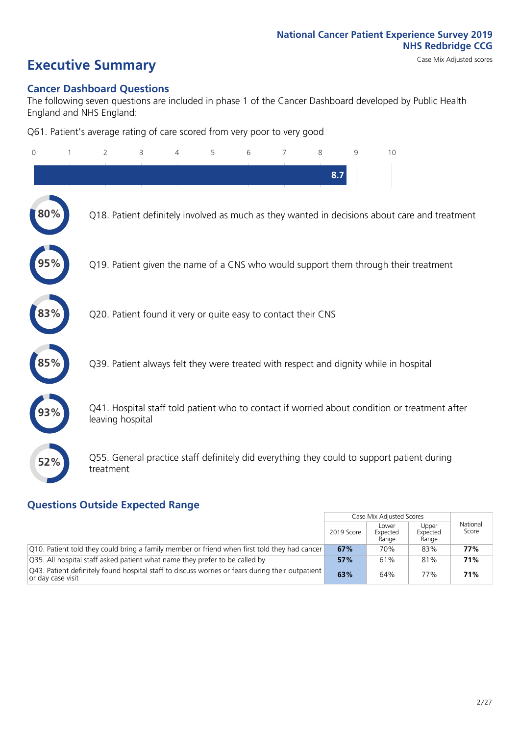National Cancer Patient Experience Survey 2019
NHS Redbridge CCG
Case Mix Adjusted scores

# Executive Summary

## Cancer Dashboard Questions

The following seven questions are included in phase 1 of the Cancer Dashboard developed by Public Health England and NHS England:

Q61. Patient's average rating of care scored from very poor to very good

0 1 2 3 4 5 6 7 8 9 10

8.7

80% Q18. Patient definitely involved as much as they wanted in decisions about care and treatment

95% Q19. Patient given the name of a CNS who would support them through their treatment

83% Q20. Patient found it very or quite easy to contact their CNS

85% Q39. Patient always felt they were treated with respect and dignity while in hospital

93% Q41. Hospital staff told patient who to contact if worried about condition or treatment after leaving hospital

52% Q55. General practice staff definitely did everything they could to support patient during treatment

## Questions Outside Expected Range

| | Case Mix Adjusted Scores | | | National Score |
|---|---|---|---|---|
| | 2019 Score | Lower Expected Range | Upper Expected Range | |
| Q10. Patient told they could bring a family member or friend when first told they had cancer | **67%** | 70% | 83% | **77%** |
| Q35. All hospital staff asked patient what name they prefer to be called by | **57%** | 61% | 81% | **71%** |
| Q43. Patient definitely found hospital staff to discuss worries or fears during their outpatient or day case visit | **63%** | 64% | 77% | **71%** |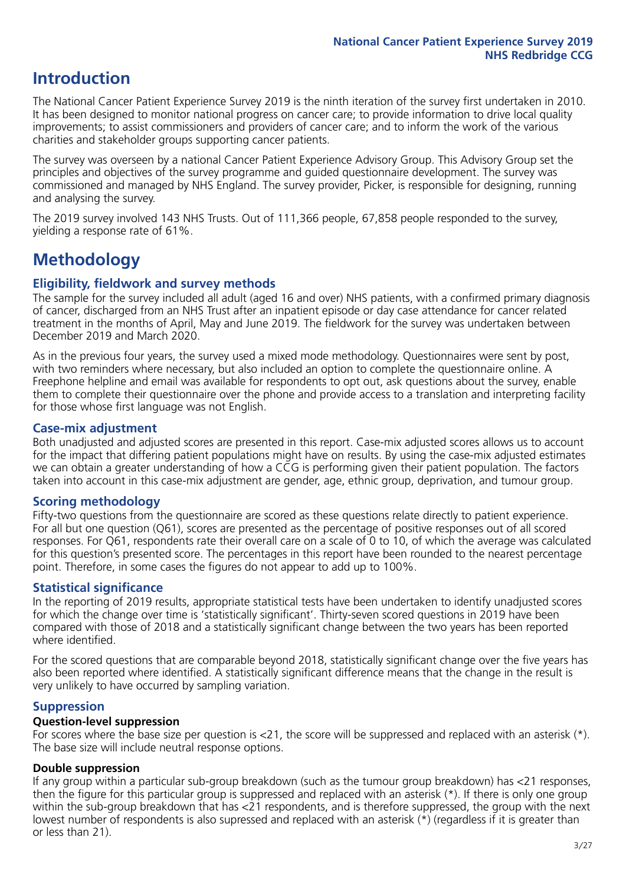# Introduction

The National Cancer Patient Experience Survey 2019 is the ninth iteration of the survey first undertaken in 2010. It has been designed to monitor national progress on cancer care; to provide information to drive local quality improvements; to assist commissioners and providers of cancer care; and to inform the work of the various charities and stakeholder groups supporting cancer patients.

The survey was overseen by a national Cancer Patient Experience Advisory Group. This Advisory Group set the principles and objectives of the survey programme and guided questionnaire development. The survey was commissioned and managed by NHS England. The survey provider, Picker, is responsible for designing, running and analysing the survey.

The 2019 survey involved 143 NHS Trusts. Out of 111,366 people, 67,858 people responded to the survey, yielding a response rate of 61%.

# Methodology

## Eligibility, fieldwork and survey methods

The sample for the survey included all adult (aged 16 and over) NHS patients, with a confirmed primary diagnosis of cancer, discharged from an NHS Trust after an inpatient episode or day case attendance for cancer related treatment in the months of April, May and June 2019. The fieldwork for the survey was undertaken between December 2019 and March 2020.

As in the previous four years, the survey used a mixed mode methodology. Questionnaires were sent by post, with two reminders where necessary, but also included an option to complete the questionnaire online. A Freephone helpline and email was available for respondents to opt out, ask questions about the survey, enable them to complete their questionnaire over the phone and provide access to a translation and interpreting facility for those whose first language was not English.

## Case-mix adjustment

Both unadjusted and adjusted scores are presented in this report. Case-mix adjusted scores allows us to account for the impact that differing patient populations might have on results. By using the case-mix adjusted estimates we can obtain a greater understanding of how a CCG is performing given their patient population. The factors taken into account in this case-mix adjustment are gender, age, ethnic group, deprivation, and tumour group.

## Scoring methodology

Fifty-two questions from the questionnaire are scored as these questions relate directly to patient experience. For all but one question (Q61), scores are presented as the percentage of positive responses out of all scored responses. For Q61, respondents rate their overall care on a scale of 0 to 10, of which the average was calculated for this question's presented score. The percentages in this report have been rounded to the nearest percentage point. Therefore, in some cases the figures do not appear to add up to 100%.

## Statistical significance

In the reporting of 2019 results, appropriate statistical tests have been undertaken to identify unadjusted scores for which the change over time is 'statistically significant'. Thirty-seven scored questions in 2019 have been compared with those of 2018 and a statistically significant change between the two years has been reported where identified.

For the scored questions that are comparable beyond 2018, statistically significant change over the five years has also been reported where identified. A statistically significant difference means that the change in the result is very unlikely to have occurred by sampling variation.

## Suppression

### Question-level suppression

For scores where the base size per question is <21, the score will be suppressed and replaced with an asterisk (*). The base size will include neutral response options.

### Double suppression

If any group within a particular sub-group breakdown (such as the tumour group breakdown) has <21 responses, then the figure for this particular group is suppressed and replaced with an asterisk (*). If there is only one group within the sub-group breakdown that has <21 respondents, and is therefore suppressed, the group with the next lowest number of respondents is also supressed and replaced with an asterisk (*) (regardless if it is greater than or less than 21).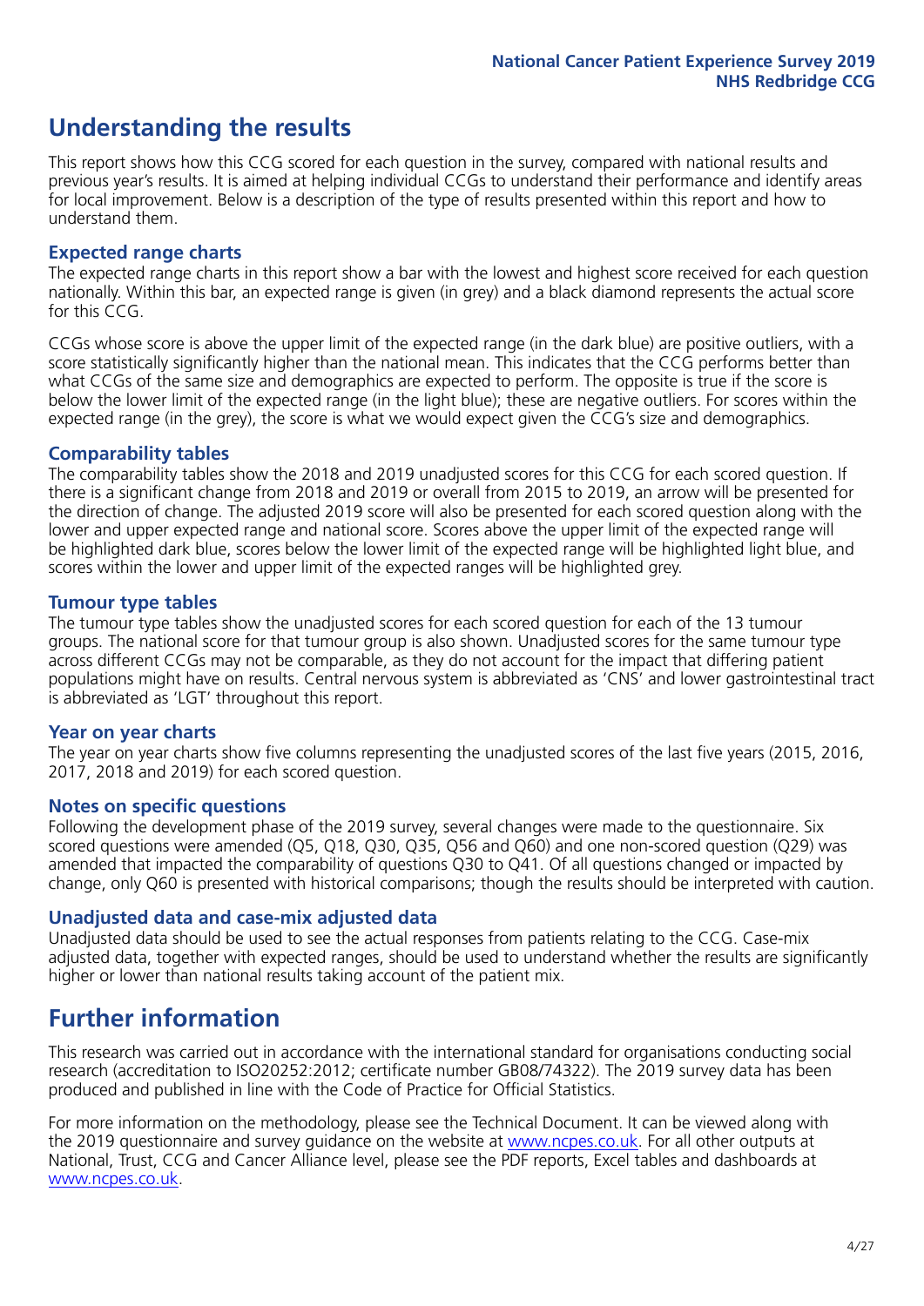# Understanding the results

This report shows how this CCG scored for each question in the survey, compared with national results and previous year's results. It is aimed at helping individual CCGs to understand their performance and identify areas for local improvement. Below is a description of the type of results presented within this report and how to understand them.

## Expected range charts

The expected range charts in this report show a bar with the lowest and highest score received for each question nationally. Within this bar, an expected range is given (in grey) and a black diamond represents the actual score for this CCG.

CCGs whose score is above the upper limit of the expected range (in the dark blue) are positive outliers, with a score statistically significantly higher than the national mean. This indicates that the CCG performs better than what CCGs of the same size and demographics are expected to perform. The opposite is true if the score is below the lower limit of the expected range (in the light blue); these are negative outliers. For scores within the expected range (in the grey), the score is what we would expect given the CCG's size and demographics.

## Comparability tables

The comparability tables show the 2018 and 2019 unadjusted scores for this CCG for each scored question. If there is a significant change from 2018 and 2019 or overall from 2015 to 2019, an arrow will be presented for the direction of change. The adjusted 2019 score will also be presented for each scored question along with the lower and upper expected range and national score. Scores above the upper limit of the expected range will be highlighted dark blue, scores below the lower limit of the expected range will be highlighted light blue, and scores within the lower and upper limit of the expected ranges will be highlighted grey.

## Tumour type tables

The tumour type tables show the unadjusted scores for each scored question for each of the 13 tumour groups. The national score for that tumour group is also shown. Unadjusted scores for the same tumour type across different CCGs may not be comparable, as they do not account for the impact that differing patient populations might have on results. Central nervous system is abbreviated as 'CNS' and lower gastrointestinal tract is abbreviated as 'LGT' throughout this report.

## Year on year charts

The year on year charts show five columns representing the unadjusted scores of the last five years (2015, 2016, 2017, 2018 and 2019) for each scored question.

## Notes on specific questions

Following the development phase of the 2019 survey, several changes were made to the questionnaire. Six scored questions were amended (Q5, Q18, Q30, Q35, Q56 and Q60) and one non-scored question (Q29) was amended that impacted the comparability of questions Q30 to Q41. Of all questions changed or impacted by change, only Q60 is presented with historical comparisons; though the results should be interpreted with caution.

## Unadjusted data and case-mix adjusted data

Unadjusted data should be used to see the actual responses from patients relating to the CCG. Case-mix adjusted data, together with expected ranges, should be used to understand whether the results are significantly higher or lower than national results taking account of the patient mix.

# Further information

This research was carried out in accordance with the international standard for organisations conducting social research (accreditation to ISO20252:2012; certificate number GB08/74322). The 2019 survey data has been produced and published in line with the Code of Practice for Official Statistics.

For more information on the methodology, please see the Technical Document. It can be viewed along with the 2019 questionnaire and survey guidance on the website at www.ncpes.co.uk. For all other outputs at National, Trust, CCG and Cancer Alliance level, please see the PDF reports, Excel tables and dashboards at www.ncpes.co.uk.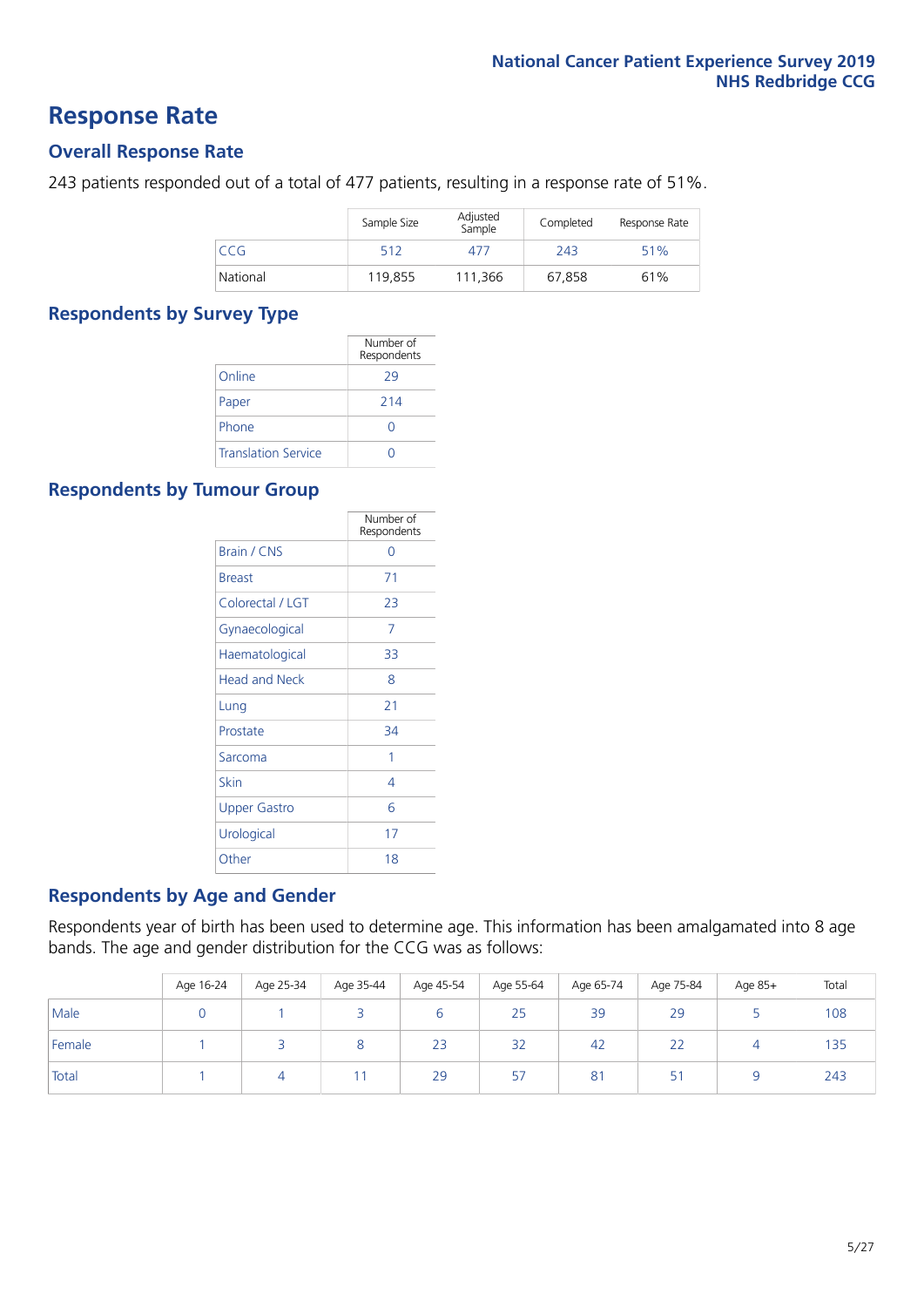# Response Rate

## Overall Response Rate

243 patients responded out of a total of 477 patients, resulting in a response rate of 51%.

| | Sample Size | Adjusted Sample | Completed | Response Rate |
|---|---|---|---|---|
| CCG | 512 | 477 | 243 | 51% |
| National | 119,855 | 111,366 | 67,858 | 61% |

## Respondents by Survey Type

| | Number of Respondents |
|---|---|
| Online | 29 |
| Paper | 214 |
| Phone | 0 |
| Translation Service | 0 |

## Respondents by Tumour Group

| | Number of Respondents |
|---|---|
| Brain / CNS | 0 |
| Breast | 71 |
| Colorectal / LGT | 23 |
| Gynaecological | 7 |
| Haematological | 33 |
| Head and Neck | 8 |
| Lung | 21 |
| Prostate | 34 |
| Sarcoma | 1 |
| Skin | 4 |
| Upper Gastro | 6 |
| Urological | 17 |
| Other | 18 |

## Respondents by Age and Gender

Respondents year of birth has been used to determine age. This information has been amalgamated into 8 age bands. The age and gender distribution for the CCG was as follows:

| | Age 16-24 | Age 25-34 | Age 35-44 | Age 45-54 | Age 55-64 | Age 65-74 | Age 75-84 | Age 85+ | Total |
|---|---|---|---|---|---|---|---|---|---|
| Male | 0 | 1 | 3 | 6 | 25 | 39 | 29 | 5 | 108 |
| Female | 1 | 3 | 8 | 23 | 32 | 42 | 22 | 4 | 135 |
| Total | 1 | 4 | 11 | 29 | 57 | 81 | 51 | 9 | 243 |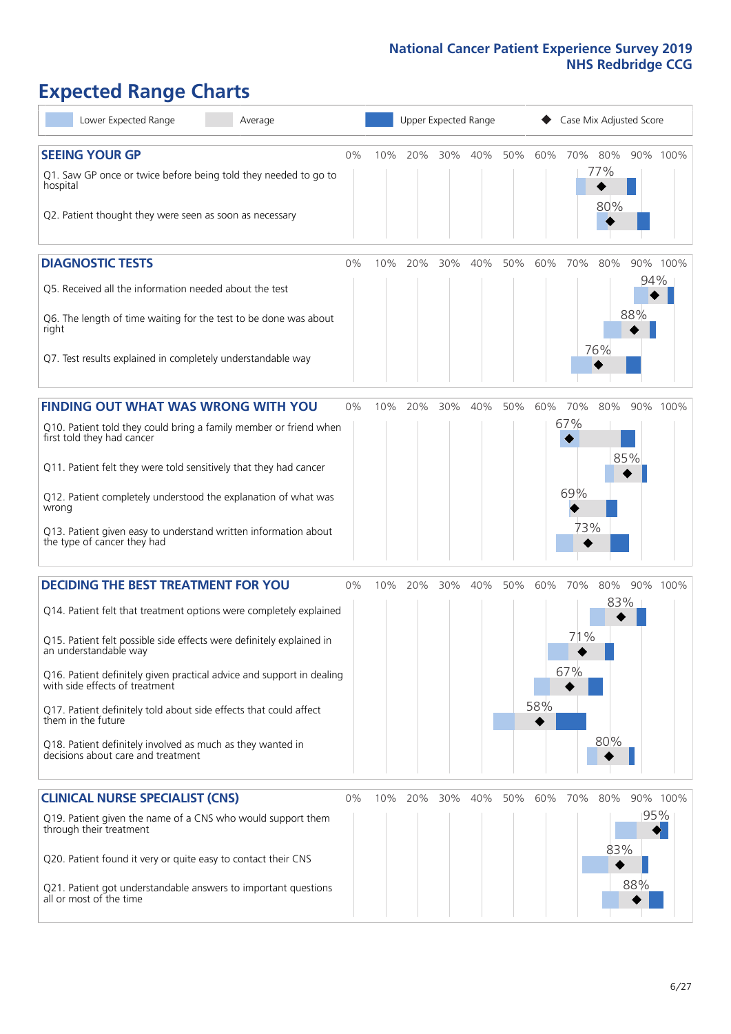# Expected Range Charts

Lower Expected Range | Average | Upper Expected Range | ◆ Case Mix Adjusted Score

## SEEING YOUR GP

| Question | Case Mix Adjusted Score |
| --- | --- |
| Q1. Saw GP once or twice before being told they needed to go to hospital | 77% |
| Q2. Patient thought they were seen as soon as necessary | 80% |

## DIAGNOSTIC TESTS

| Question | Case Mix Adjusted Score |
| --- | --- |
| Q5. Received all the information needed about the test | 94% |
| Q6. The length of time waiting for the test to be done was about right | 88% |
| Q7. Test results explained in completely understandable way | 76% |

## FINDING OUT WHAT WAS WRONG WITH YOU

| Question | Case Mix Adjusted Score |
| --- | --- |
| Q10. Patient told they could bring a family member or friend when first told they had cancer | 67% |
| Q11. Patient felt they were told sensitively that they had cancer | 85% |
| Q12. Patient completely understood the explanation of what was wrong | 69% |
| Q13. Patient given easy to understand written information about the type of cancer they had | 73% |

## DECIDING THE BEST TREATMENT FOR YOU

| Question | Case Mix Adjusted Score |
| --- | --- |
| Q14. Patient felt that treatment options were completely explained | 83% |
| Q15. Patient felt possible side effects were definitely explained in an understandable way | 71% |
| Q16. Patient definitely given practical advice and support in dealing with side effects of treatment | 67% |
| Q17. Patient definitely told about side effects that could affect them in the future | 58% |
| Q18. Patient definitely involved as much as they wanted in decisions about care and treatment | 80% |

## CLINICAL NURSE SPECIALIST (CNS)

| Question | Case Mix Adjusted Score |
| --- | --- |
| Q19. Patient given the name of a CNS who would support them through their treatment | 95% |
| Q20. Patient found it very or quite easy to contact their CNS | 83% |
| Q21. Patient got understandable answers to important questions all or most of the time | 88% |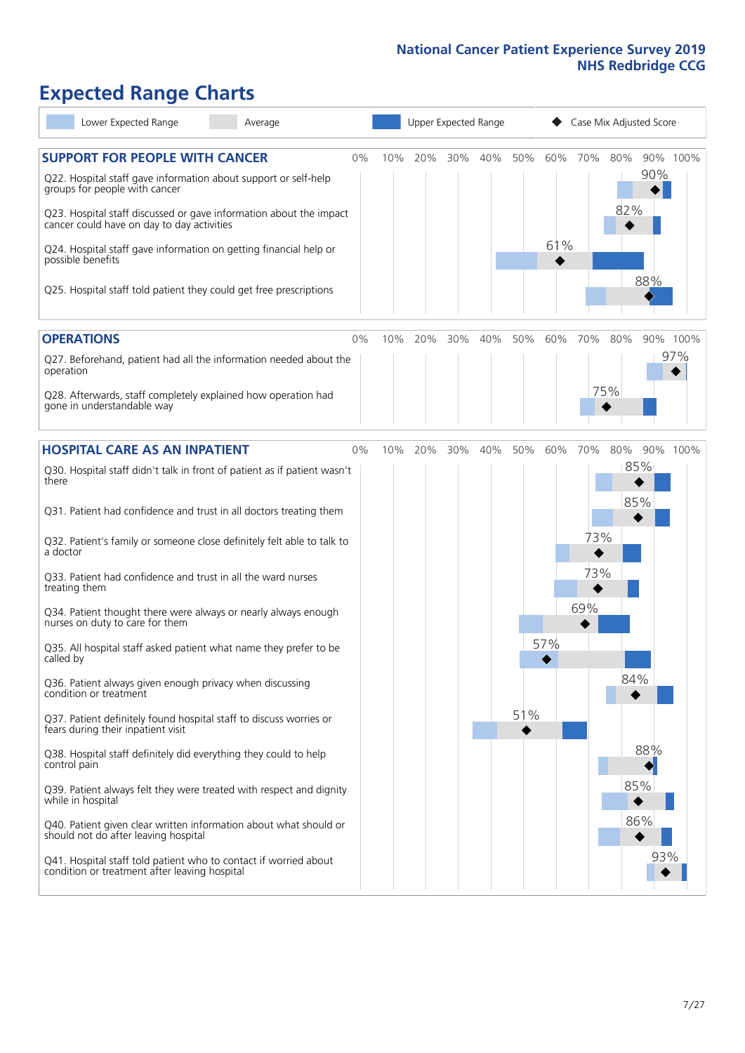# Expected Range Charts

Lower Expected Range | Average | Upper Expected Range | Case Mix Adjusted Score

## SUPPORT FOR PEOPLE WITH CANCER

| Question | Case Mix Adjusted Score |
|---|---|
| Q22. Hospital staff gave information about support or self-help groups for people with cancer | 90% |
| Q23. Hospital staff discussed or gave information about the impact cancer could have on day to day activities | 82% |
| Q24. Hospital staff gave information on getting financial help or possible benefits | 61% |
| Q25. Hospital staff told patient they could get free prescriptions | 88% |

## OPERATIONS

| Question | Case Mix Adjusted Score |
|---|---|
| Q27. Beforehand, patient had all the information needed about the operation | 97% |
| Q28. Afterwards, staff completely explained how operation had gone in understandable way | 75% |

## HOSPITAL CARE AS AN INPATIENT

| Question | Case Mix Adjusted Score |
|---|---|
| Q30. Hospital staff didn't talk in front of patient as if patient wasn't there | 85% |
| Q31. Patient had confidence and trust in all doctors treating them | 85% |
| Q32. Patient's family or someone close definitely felt able to talk to a doctor | 73% |
| Q33. Patient had confidence and trust in all the ward nurses treating them | 73% |
| Q34. Patient thought there were always or nearly always enough nurses on duty to care for them | 69% |
| Q35. All hospital staff asked patient what name they prefer to be called by | 57% |
| Q36. Patient always given enough privacy when discussing condition or treatment | 84% |
| Q37. Patient definitely found hospital staff to discuss worries or fears during their inpatient visit | 51% |
| Q38. Hospital staff definitely did everything they could to help control pain | 88% |
| Q39. Patient always felt they were treated with respect and dignity while in hospital | 85% |
| Q40. Patient given clear written information about what should or should not do after leaving hospital | 86% |
| Q41. Hospital staff told patient who to contact if worried about condition or treatment after leaving hospital | 93% |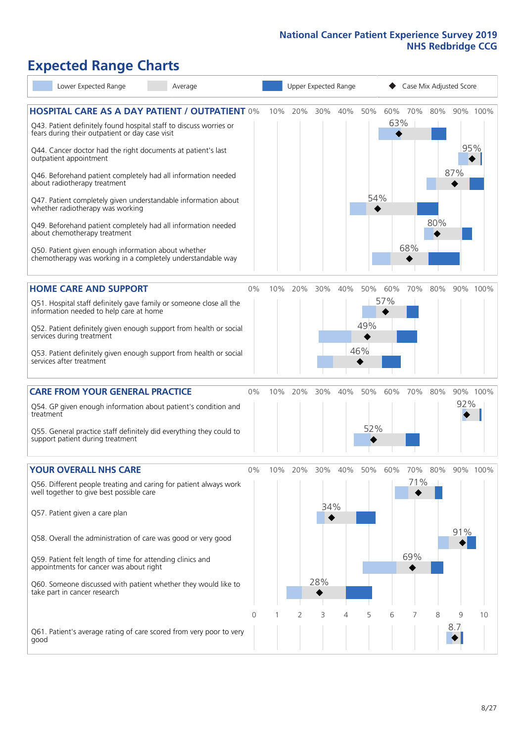## Expected Range Charts

Legend: Lower Expected Range | Average | Upper Expected Range | ◆ Case Mix Adjusted Score

### HOSPITAL CARE AS A DAY PATIENT / OUTPATIENT

| Question | Case Mix Adjusted Score |
|---|---|
| Q43. Patient definitely found hospital staff to discuss worries or fears during their outpatient or day case visit | 63% |
| Q44. Cancer doctor had the right documents at patient's last outpatient appointment | 95% |
| Q46. Beforehand patient completely had all information needed about radiotherapy treatment | 87% |
| Q47. Patient completely given understandable information about whether radiotherapy treatment was working | 54% |
| Q49. Beforehand patient completely had all information needed about chemotherapy treatment | 80% |
| Q50. Patient given enough information about whether chemotherapy was working in a completely understandable way | 68% |

### HOME CARE AND SUPPORT

| Question | Case Mix Adjusted Score |
|---|---|
| Q51. Hospital staff definitely gave family or someone close all the information needed to help care at home | 57% |
| Q52. Patient definitely given enough support from health or social services during treatment | 49% |
| Q53. Patient definitely given enough support from health or social services after treatment | 46% |

### CARE FROM YOUR GENERAL PRACTICE

| Question | Case Mix Adjusted Score |
|---|---|
| Q54. GP given enough information about patient's condition and treatment | 92% |
| Q55. General practice staff definitely did everything they could to support patient during treatment | 52% |

### YOUR OVERALL NHS CARE

| Question | Case Mix Adjusted Score |
|---|---|
| Q56. Different people treating and caring for patient always work well together to give best possible care | 71% |
| Q57. Patient given a care plan | 34% |
| Q58. Overall the administration of care was good or very good | 91% |
| Q59. Patient felt length of time for attending clinics and appointments for cancer was about right | 69% |
| Q60. Someone discussed with patient whether they would like to take part in cancer research | 28% |
| Q61. Patient's average rating of care scored from very poor to very good | 8.7 (scale 0–10) |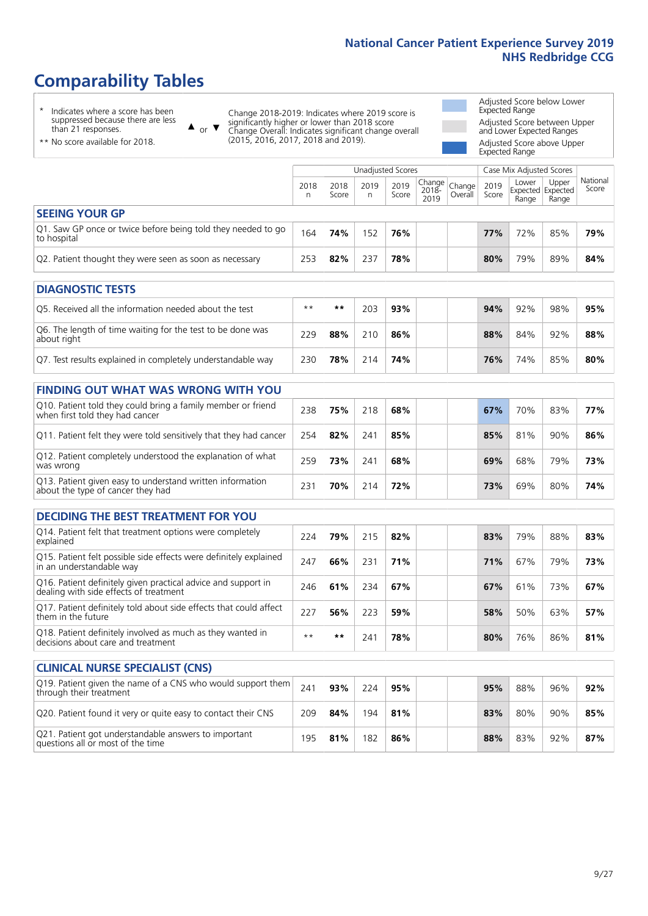# Comparability Tables

\* Indicates where a score has been suppressed because there are less than 21 responses.

\*\* No score available for 2018.

▲ or ▼ Change 2018-2019: Indicates where 2019 score is significantly higher or lower than 2018 score. Change Overall: Indicates significant change overall (2015, 2016, 2017, 2018 and 2019).

Adjusted Score below Lower Expected Range

Adjusted Score between Upper and Lower Expected Ranges

Adjusted Score above Upper Expected Range

| | Unadjusted Scores | | | | | | Case Mix Adjusted Scores | | | |
|---|---|---|---|---|---|---|---|---|---|---|
| | 2018 n | 2018 Score | 2019 n | 2019 Score | Change 2018-2019 | Change Overall | 2019 Score | Lower Expected Range | Upper Expected Range | National Score |
| **SEEING YOUR GP** | | | | | | | | | | |
| Q1. Saw GP once or twice before being told they needed to go to hospital | 164 | **74%** | 152 | **76%** | | | **77%** | 72% | 85% | **79%** |
| Q2. Patient thought they were seen as soon as necessary | 253 | **82%** | 237 | **78%** | | | **80%** | 79% | 89% | **84%** |
| **DIAGNOSTIC TESTS** | | | | | | | | | | |
| Q5. Received all the information needed about the test | ** | ** | 203 | **93%** | | | **94%** | 92% | 98% | **95%** |
| Q6. The length of time waiting for the test to be done was about right | 229 | **88%** | 210 | **86%** | | | **88%** | 84% | 92% | **88%** |
| Q7. Test results explained in completely understandable way | 230 | **78%** | 214 | **74%** | | | **76%** | 74% | 85% | **80%** |
| **FINDING OUT WHAT WAS WRONG WITH YOU** | | | | | | | | | | |
| Q10. Patient told they could bring a family member or friend when first told they had cancer | 238 | **75%** | 218 | **68%** | | | **67%** | 70% | 83% | **77%** |
| Q11. Patient felt they were told sensitively that they had cancer | 254 | **82%** | 241 | **85%** | | | **85%** | 81% | 90% | **86%** |
| Q12. Patient completely understood the explanation of what was wrong | 259 | **73%** | 241 | **68%** | | | **69%** | 68% | 79% | **73%** |
| Q13. Patient given easy to understand written information about the type of cancer they had | 231 | **70%** | 214 | **72%** | | | **73%** | 69% | 80% | **74%** |
| **DECIDING THE BEST TREATMENT FOR YOU** | | | | | | | | | | |
| Q14. Patient felt that treatment options were completely explained | 224 | **79%** | 215 | **82%** | | | **83%** | 79% | 88% | **83%** |
| Q15. Patient felt possible side effects were definitely explained in an understandable way | 247 | **66%** | 231 | **71%** | | | **71%** | 67% | 79% | **73%** |
| Q16. Patient definitely given practical advice and support in dealing with side effects of treatment | 246 | **61%** | 234 | **67%** | | | **67%** | 61% | 73% | **67%** |
| Q17. Patient definitely told about side effects that could affect them in the future | 227 | **56%** | 223 | **59%** | | | **58%** | 50% | 63% | **57%** |
| Q18. Patient definitely involved as much as they wanted in decisions about care and treatment | ** | ** | 241 | **78%** | | | **80%** | 76% | 86% | **81%** |
| **CLINICAL NURSE SPECIALIST (CNS)** | | | | | | | | | | |
| Q19. Patient given the name of a CNS who would support them through their treatment | 241 | **93%** | 224 | **95%** | | | **95%** | 88% | 96% | **92%** |
| Q20. Patient found it very or quite easy to contact their CNS | 209 | **84%** | 194 | **81%** | | | **83%** | 80% | 90% | **85%** |
| Q21. Patient got understandable answers to important questions all or most of the time | 195 | **81%** | 182 | **86%** | | | **88%** | 83% | 92% | **87%** |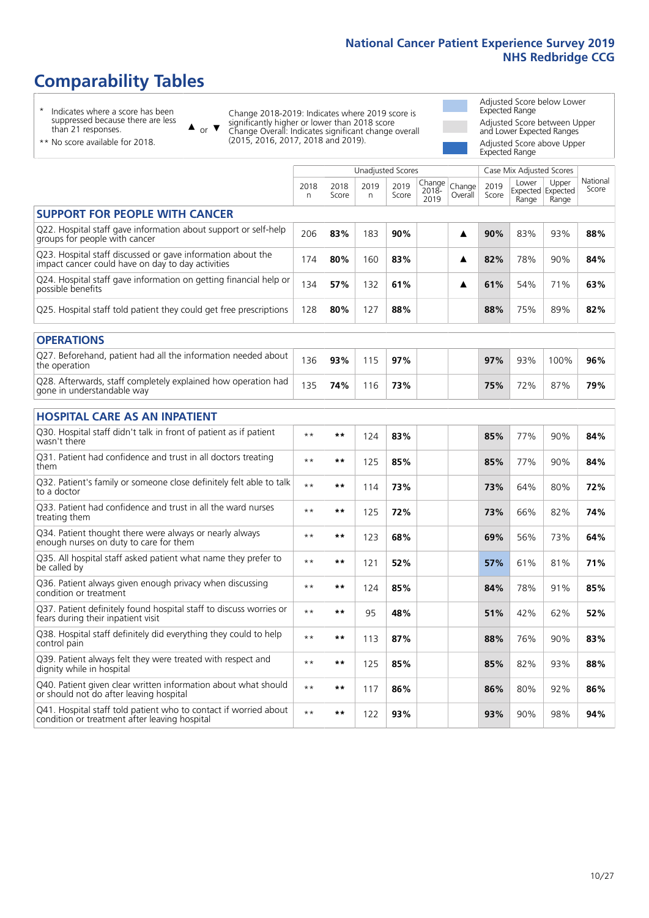# Comparability Tables

- * Indicates where a score has been suppressed because there are less than 21 responses.
- ** No score available for 2018.

▲ or ▼ Change 2018-2019: Indicates where 2019 score is significantly higher or lower than 2018 score. Change Overall: Indicates significant change overall (2015, 2016, 2017, 2018 and 2019).

- Adjusted Score below Lower Expected Range
- Adjusted Score between Upper and Lower Expected Ranges
- Adjusted Score above Upper Expected Range

| | Unadjusted Scores | | | | | | Case Mix Adjusted Scores | | | |
|---|---|---|---|---|---|---|---|---|---|---|
| | 2018 n | 2018 Score | 2019 n | 2019 Score | Change 2018-2019 | Change Overall | 2019 Score | Lower Expected Range | Upper Expected Range | National Score |
| **SUPPORT FOR PEOPLE WITH CANCER** | | | | | | | | | | |
| Q22. Hospital staff gave information about support or self-help groups for people with cancer | 206 | **83%** | 183 | **90%** | | ▲ | **90%** | 83% | 93% | **88%** |
| Q23. Hospital staff discussed or gave information about the impact cancer could have on day to day activities | 174 | **80%** | 160 | **83%** | | ▲ | **82%** | 78% | 90% | **84%** |
| Q24. Hospital staff gave information on getting financial help or possible benefits | 134 | **57%** | 132 | **61%** | | ▲ | **61%** | 54% | 71% | **63%** |
| Q25. Hospital staff told patient they could get free prescriptions | 128 | **80%** | 127 | **88%** | | | **88%** | 75% | 89% | **82%** |
| **OPERATIONS** | | | | | | | | | | |
| Q27. Beforehand, patient had all the information needed about the operation | 136 | **93%** | 115 | **97%** | | | **97%** | 93% | 100% | **96%** |
| Q28. Afterwards, staff completely explained how operation had gone in understandable way | 135 | **74%** | 116 | **73%** | | | **75%** | 72% | 87% | **79%** |
| **HOSPITAL CARE AS AN INPATIENT** | | | | | | | | | | |
| Q30. Hospital staff didn't talk in front of patient as if patient wasn't there | ** | ** | 124 | **83%** | | | **85%** | 77% | 90% | **84%** |
| Q31. Patient had confidence and trust in all doctors treating them | ** | ** | 125 | **85%** | | | **85%** | 77% | 90% | **84%** |
| Q32. Patient's family or someone close definitely felt able to talk to a doctor | ** | ** | 114 | **73%** | | | **73%** | 64% | 80% | **72%** |
| Q33. Patient had confidence and trust in all the ward nurses treating them | ** | ** | 125 | **72%** | | | **73%** | 66% | 82% | **74%** |
| Q34. Patient thought there were always or nearly always enough nurses on duty to care for them | ** | ** | 123 | **68%** | | | **69%** | 56% | 73% | **64%** |
| Q35. All hospital staff asked patient what name they prefer to be called by | ** | ** | 121 | **52%** | | | **57%** | 61% | 81% | **71%** |
| Q36. Patient always given enough privacy when discussing condition or treatment | ** | ** | 124 | **85%** | | | **84%** | 78% | 91% | **85%** |
| Q37. Patient definitely found hospital staff to discuss worries or fears during their inpatient visit | ** | ** | 95 | **48%** | | | **51%** | 42% | 62% | **52%** |
| Q38. Hospital staff definitely did everything they could to help control pain | ** | ** | 113 | **87%** | | | **88%** | 76% | 90% | **83%** |
| Q39. Patient always felt they were treated with respect and dignity while in hospital | ** | ** | 125 | **85%** | | | **85%** | 82% | 93% | **88%** |
| Q40. Patient given clear written information about what should or should not do after leaving hospital | ** | ** | 117 | **86%** | | | **86%** | 80% | 92% | **86%** |
| Q41. Hospital staff told patient who to contact if worried about condition or treatment after leaving hospital | ** | ** | 122 | **93%** | | | **93%** | 90% | 98% | **94%** |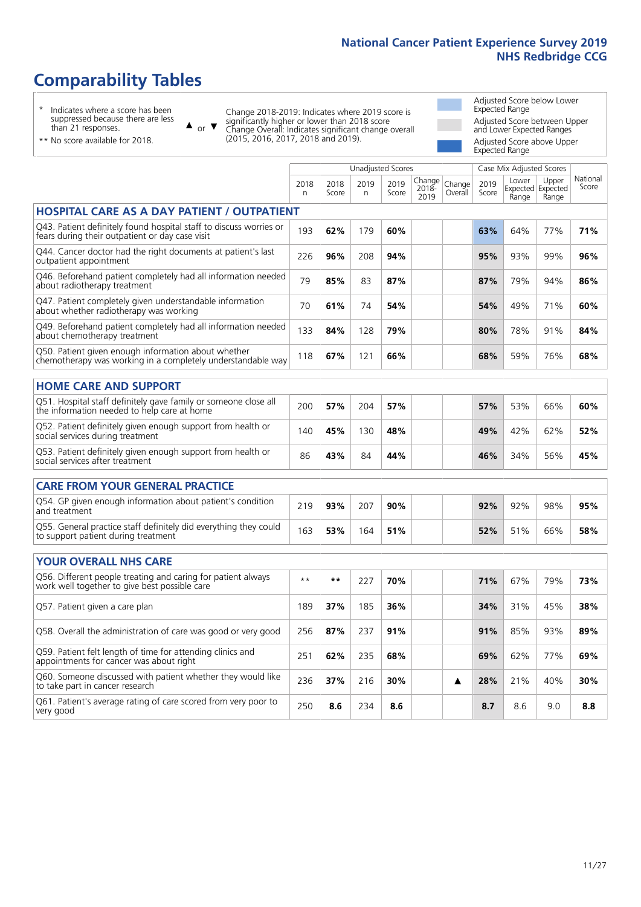# Comparability Tables

\* Indicates where a score has been suppressed because there are less than 21 responses.

\*\* No score available for 2018.

▲ or ▼ Change 2018-2019: Indicates where 2019 score is significantly higher or lower than 2018 score. Change Overall: Indicates significant change overall (2015, 2016, 2017, 2018 and 2019).

Adjusted Score below Lower Expected Range

Adjusted Score between Upper and Lower Expected Ranges

Adjusted Score above Upper Expected Range

| | Unadjusted Scores | | | | | | Case Mix Adjusted Scores | | | |
|---|---|---|---|---|---|---|---|---|---|---|
| | 2018 n | 2018 Score | 2019 n | 2019 Score | Change 2018-2019 | Change Overall | 2019 Score | Lower Expected Range | Upper Expected Range | National Score |
| **HOSPITAL CARE AS A DAY PATIENT / OUTPATIENT** | | | | | | | | | | |
| Q43. Patient definitely found hospital staff to discuss worries or fears during their outpatient or day case visit | 193 | **62%** | 179 | **60%** | | | **63%** | 64% | 77% | **71%** |
| Q44. Cancer doctor had the right documents at patient's last outpatient appointment | 226 | **96%** | 208 | **94%** | | | **95%** | 93% | 99% | **96%** |
| Q46. Beforehand patient completely had all information needed about radiotherapy treatment | 79 | **85%** | 83 | **87%** | | | **87%** | 79% | 94% | **86%** |
| Q47. Patient completely given understandable information about whether radiotherapy was working | 70 | **61%** | 74 | **54%** | | | **54%** | 49% | 71% | **60%** |
| Q49. Beforehand patient completely had all information needed about chemotherapy treatment | 133 | **84%** | 128 | **79%** | | | **80%** | 78% | 91% | **84%** |
| Q50. Patient given enough information about whether chemotherapy was working in a completely understandable way | 118 | **67%** | 121 | **66%** | | | **68%** | 59% | 76% | **68%** |
| **HOME CARE AND SUPPORT** | | | | | | | | | | |
| Q51. Hospital staff definitely gave family or someone close all the information needed to help care at home | 200 | **57%** | 204 | **57%** | | | **57%** | 53% | 66% | **60%** |
| Q52. Patient definitely given enough support from health or social services during treatment | 140 | **45%** | 130 | **48%** | | | **49%** | 42% | 62% | **52%** |
| Q53. Patient definitely given enough support from health or social services after treatment | 86 | **43%** | 84 | **44%** | | | **46%** | 34% | 56% | **45%** |
| **CARE FROM YOUR GENERAL PRACTICE** | | | | | | | | | | |
| Q54. GP given enough information about patient's condition and treatment | 219 | **93%** | 207 | **90%** | | | **92%** | 92% | 98% | **95%** |
| Q55. General practice staff definitely did everything they could to support patient during treatment | 163 | **53%** | 164 | **51%** | | | **52%** | 51% | 66% | **58%** |
| **YOUR OVERALL NHS CARE** | | | | | | | | | | |
| Q56. Different people treating and caring for patient always work well together to give best possible care | ** | ** | 227 | **70%** | | | **71%** | 67% | 79% | **73%** |
| Q57. Patient given a care plan | 189 | **37%** | 185 | **36%** | | | **34%** | 31% | 45% | **38%** |
| Q58. Overall the administration of care was good or very good | 256 | **87%** | 237 | **91%** | | | **91%** | 85% | 93% | **89%** |
| Q59. Patient felt length of time for attending clinics and appointments for cancer was about right | 251 | **62%** | 235 | **68%** | | | **69%** | 62% | 77% | **69%** |
| Q60. Someone discussed with patient whether they would like to take part in cancer research | 236 | **37%** | 216 | **30%** | | ▲ | **28%** | 21% | 40% | **30%** |
| Q61. Patient's average rating of care scored from very poor to very good | 250 | **8.6** | 234 | **8.6** | | | **8.7** | 8.6 | 9.0 | **8.8** |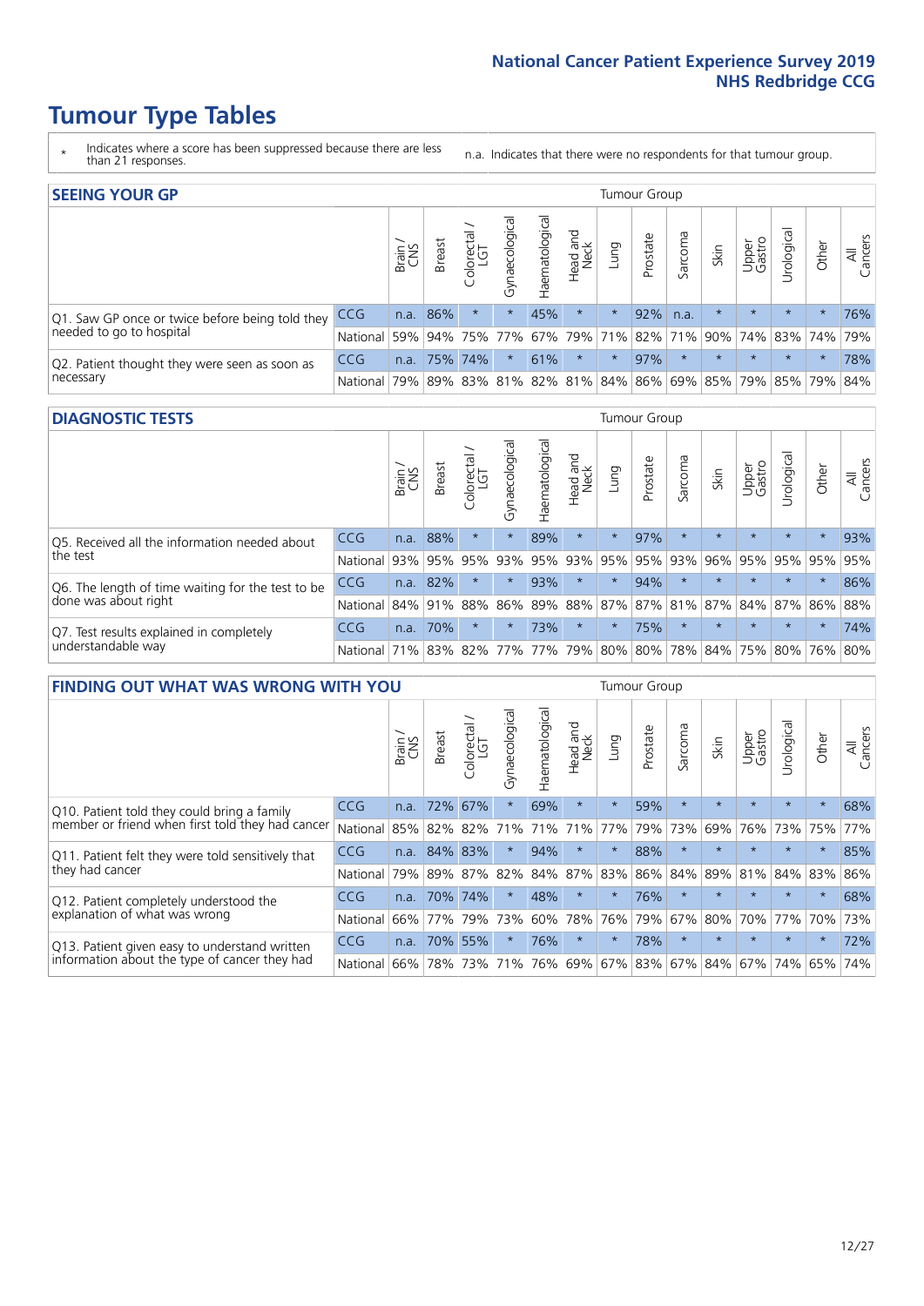# Tumour Type Tables

\* Indicates where a score has been suppressed because there are less than 21 responses.

n.a. Indicates that there were no respondents for that tumour group.

## SEEING YOUR GP

| | | Brain / CNS | Breast | Colorectal / LGT | Gynaecological | Haematological | Head and Neck | Lung | Prostate | Sarcoma | Skin | Upper Gastro | Urological | Other | All Cancers |
|---|---|---|---|---|---|---|---|---|---|---|---|---|---|---|---|
| Q1. Saw GP once or twice before being told they needed to go to hospital | CCG | n.a. | 86% | * | * | 45% | * | * | 92% | n.a. | * | * | * | * | 76% |
| | National | 59% | 94% | 75% | 77% | 67% | 79% | 71% | 82% | 71% | 90% | 74% | 83% | 74% | 79% |
| Q2. Patient thought they were seen as soon as necessary | CCG | n.a. | 75% | 74% | * | 61% | * | * | 97% | * | * | * | * | * | 78% |
| | National | 79% | 89% | 83% | 81% | 82% | 81% | 84% | 86% | 69% | 85% | 79% | 85% | 79% | 84% |

## DIAGNOSTIC TESTS

| | | Brain / CNS | Breast | Colorectal / LGT | Gynaecological | Haematological | Head and Neck | Lung | Prostate | Sarcoma | Skin | Upper Gastro | Urological | Other | All Cancers |
|---|---|---|---|---|---|---|---|---|---|---|---|---|---|---|---|
| Q5. Received all the information needed about the test | CCG | n.a. | 88% | * | * | 89% | * | * | 97% | * | * | * | * | * | 93% |
| | National | 93% | 95% | 95% | 93% | 95% | 93% | 95% | 95% | 93% | 96% | 95% | 95% | 95% | 95% |
| Q6. The length of time waiting for the test to be done was about right | CCG | n.a. | 82% | * | * | 93% | * | * | 94% | * | * | * | * | * | 86% |
| | National | 84% | 91% | 88% | 86% | 89% | 88% | 87% | 87% | 81% | 87% | 84% | 87% | 86% | 88% |
| Q7. Test results explained in completely understandable way | CCG | n.a. | 70% | * | * | 73% | * | * | 75% | * | * | * | * | * | 74% |
| | National | 71% | 83% | 82% | 77% | 77% | 79% | 80% | 80% | 78% | 84% | 75% | 80% | 76% | 80% |

## FINDING OUT WHAT WAS WRONG WITH YOU

| | | Brain / CNS | Breast | Colorectal / LGT | Gynaecological | Haematological | Head and Neck | Lung | Prostate | Sarcoma | Skin | Upper Gastro | Urological | Other | All Cancers |
|---|---|---|---|---|---|---|---|---|---|---|---|---|---|---|---|
| Q10. Patient told they could bring a family member or friend when first told they had cancer | CCG | n.a. | 72% | 67% | * | 69% | * | * | 59% | * | * | * | * | * | 68% |
| | National | 85% | 82% | 82% | 71% | 71% | 71% | 77% | 79% | 73% | 69% | 76% | 73% | 75% | 77% |
| Q11. Patient felt they were told sensitively that they had cancer | CCG | n.a. | 84% | 83% | * | 94% | * | * | 88% | * | * | * | * | * | 85% |
| | National | 79% | 89% | 87% | 82% | 84% | 87% | 83% | 86% | 84% | 89% | 81% | 84% | 83% | 86% |
| Q12. Patient completely understood the explanation of what was wrong | CCG | n.a. | 70% | 74% | * | 48% | * | * | 76% | * | * | * | * | * | 68% |
| | National | 66% | 77% | 79% | 73% | 60% | 78% | 76% | 79% | 67% | 80% | 70% | 77% | 70% | 73% |
| Q13. Patient given easy to understand written information about the type of cancer they had | CCG | n.a. | 70% | 55% | * | 76% | * | * | 78% | * | * | * | * | * | 72% |
| | National | 66% | 78% | 73% | 71% | 76% | 69% | 67% | 83% | 67% | 84% | 67% | 74% | 65% | 74% |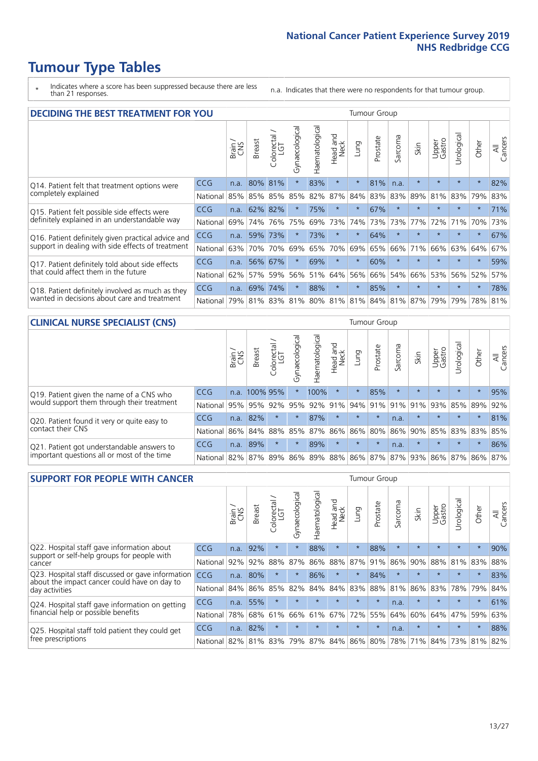# Tumour Type Tables

\* Indicates where a score has been suppressed because there are less than 21 responses.

n.a. Indicates that there were no respondents for that tumour group.

## DECIDING THE BEST TREATMENT FOR YOU

| | | Brain / CNS | Breast | Colorectal / LGT | Gynaecological | Haematological | Head and Neck | Lung | Prostate | Sarcoma | Skin | Upper Gastro | Urological | Other | All Cancers |
|---|---|---|---|---|---|---|---|---|---|---|---|---|---|---|---|
| Q14. Patient felt that treatment options were completely explained | CCG | n.a. | 80% | 81% | * | 83% | * | * | 81% | n.a. | * | * | * | * | 82% |
| | National | 85% | 85% | 85% | 85% | 82% | 87% | 84% | 83% | 83% | 89% | 81% | 83% | 79% | 83% |
| Q15. Patient felt possible side effects were definitely explained in an understandable way | CCG | n.a. | 62% | 82% | * | 75% | * | * | 67% | * | * | * | * | * | 71% |
| | National | 69% | 74% | 76% | 75% | 69% | 73% | 74% | 73% | 73% | 77% | 72% | 71% | 70% | 73% |
| Q16. Patient definitely given practical advice and support in dealing with side effects of treatment | CCG | n.a. | 59% | 73% | * | 73% | * | * | 64% | * | * | * | * | * | 67% |
| | National | 63% | 70% | 70% | 69% | 65% | 70% | 69% | 65% | 66% | 71% | 66% | 63% | 64% | 67% |
| Q17. Patient definitely told about side effects that could affect them in the future | CCG | n.a. | 56% | 67% | * | 69% | * | * | 60% | * | * | * | * | * | 59% |
| | National | 62% | 57% | 59% | 56% | 51% | 64% | 56% | 66% | 54% | 66% | 53% | 56% | 52% | 57% |
| Q18. Patient definitely involved as much as they wanted in decisions about care and treatment | CCG | n.a. | 69% | 74% | * | 88% | * | * | 85% | * | * | * | * | * | 78% |
| | National | 79% | 81% | 83% | 81% | 80% | 81% | 81% | 84% | 81% | 87% | 79% | 79% | 78% | 81% |

## CLINICAL NURSE SPECIALIST (CNS)

| | | Brain / CNS | Breast | Colorectal / LGT | Gynaecological | Haematological | Head and Neck | Lung | Prostate | Sarcoma | Skin | Upper Gastro | Urological | Other | All Cancers |
|---|---|---|---|---|---|---|---|---|---|---|---|---|---|---|---|
| Q19. Patient given the name of a CNS who would support them through their treatment | CCG | n.a. | 100% | 95% | * | 100% | * | * | 85% | * | * | * | * | * | 95% |
| | National | 95% | 95% | 92% | 95% | 92% | 91% | 94% | 91% | 91% | 91% | 93% | 85% | 89% | 92% |
| Q20. Patient found it very or quite easy to contact their CNS | CCG | n.a. | 82% | * | * | 87% | * | * | * | n.a. | * | * | * | * | 81% |
| | National | 86% | 84% | 88% | 85% | 87% | 86% | 86% | 80% | 86% | 90% | 85% | 83% | 83% | 85% |
| Q21. Patient got understandable answers to important questions all or most of the time | CCG | n.a. | 89% | * | * | 89% | * | * | * | n.a. | * | * | * | * | 86% |
| | National | 82% | 87% | 89% | 86% | 89% | 88% | 86% | 87% | 87% | 93% | 86% | 87% | 86% | 87% |

## SUPPORT FOR PEOPLE WITH CANCER

| | | Brain / CNS | Breast | Colorectal / LGT | Gynaecological | Haematological | Head and Neck | Lung | Prostate | Sarcoma | Skin | Upper Gastro | Urological | Other | All Cancers |
|---|---|---|---|---|---|---|---|---|---|---|---|---|---|---|---|
| Q22. Hospital staff gave information about support or self-help groups for people with cancer | CCG | n.a. | 92% | * | * | 88% | * | * | 88% | * | * | * | * | * | 90% |
| | National | 92% | 92% | 88% | 87% | 86% | 88% | 87% | 91% | 86% | 90% | 88% | 81% | 83% | 88% |
| Q23. Hospital staff discussed or gave information about the impact cancer could have on day to day activities | CCG | n.a. | 80% | * | * | 86% | * | * | 84% | * | * | * | * | * | 83% |
| | National | 84% | 86% | 85% | 82% | 84% | 84% | 83% | 88% | 81% | 86% | 83% | 78% | 79% | 84% |
| Q24. Hospital staff gave information on getting financial help or possible benefits | CCG | n.a. | 55% | * | * | * | * | * | * | n.a. | * | * | * | * | 61% |
| | National | 78% | 68% | 61% | 66% | 61% | 67% | 72% | 55% | 64% | 60% | 64% | 47% | 59% | 63% |
| Q25. Hospital staff told patient they could get free prescriptions | CCG | n.a. | 82% | * | * | * | * | * | * | n.a. | * | * | * | * | 88% |
| | National | 82% | 81% | 83% | 79% | 87% | 84% | 86% | 80% | 78% | 71% | 84% | 73% | 81% | 82% |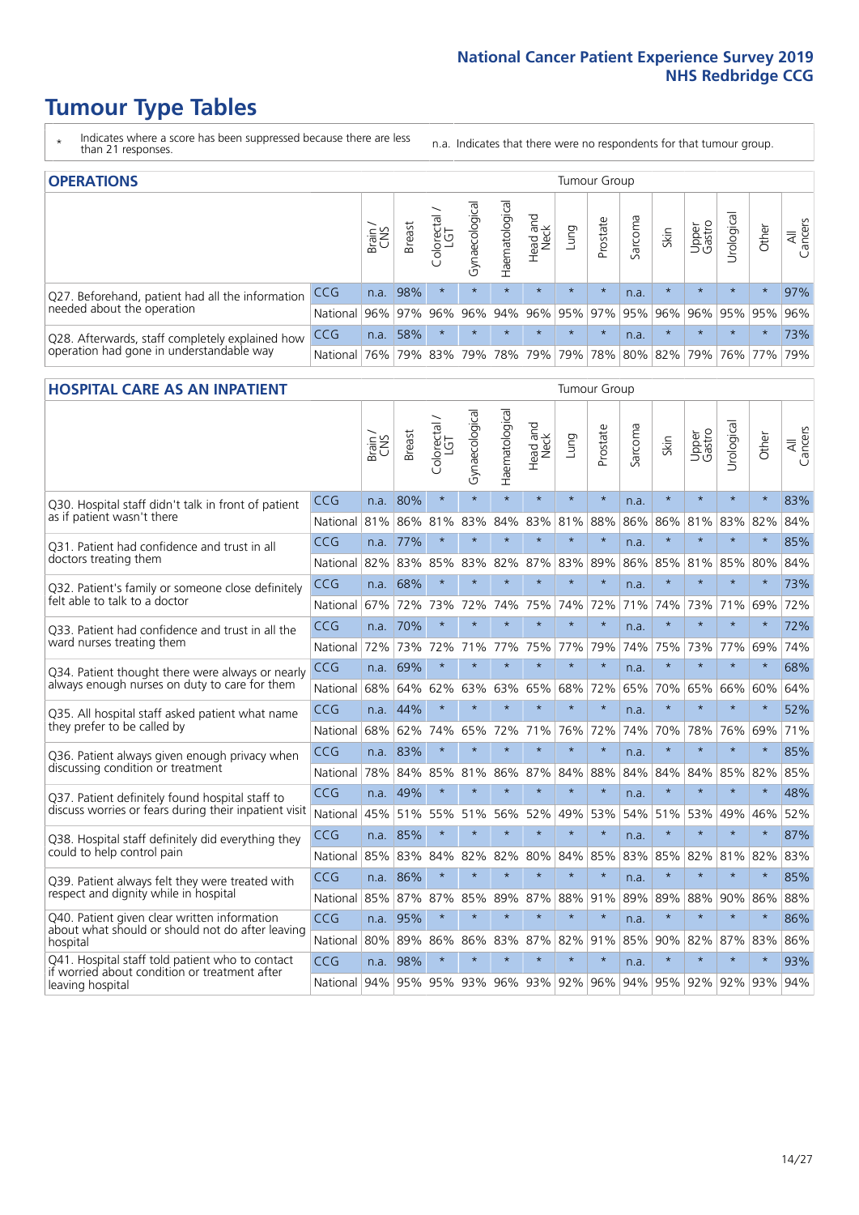# Tumour Type Tables

- \* Indicates where a score has been suppressed because there are less than 21 responses.
- n.a. Indicates that there were no respondents for that tumour group.

## OPERATIONS

| | | Brain / CNS | Breast | Colorectal / LGT | Gynaecological | Haematological | Head and Neck | Lung | Prostate | Sarcoma | Skin | Upper Gastro | Urological | Other | All Cancers |
|---|---|---|---|---|---|---|---|---|---|---|---|---|---|---|---|
| Q27. Beforehand, patient had all the information needed about the operation | CCG | n.a. | 98% | * | * | * | * | * | * | n.a. | * | * | * | * | 97% |
| | National | 96% | 97% | 96% | 96% | 94% | 96% | 95% | 97% | 95% | 96% | 96% | 95% | 95% | 96% |
| Q28. Afterwards, staff completely explained how operation had gone in understandable way | CCG | n.a. | 58% | * | * | * | * | * | * | n.a. | * | * | * | * | 73% |
| | National | 76% | 79% | 83% | 79% | 78% | 79% | 79% | 78% | 80% | 82% | 79% | 76% | 77% | 79% |

## HOSPITAL CARE AS AN INPATIENT

| | | Brain / CNS | Breast | Colorectal / LGT | Gynaecological | Haematological | Head and Neck | Lung | Prostate | Sarcoma | Skin | Upper Gastro | Urological | Other | All Cancers |
|---|---|---|---|---|---|---|---|---|---|---|---|---|---|---|---|
| Q30. Hospital staff didn't talk in front of patient as if patient wasn't there | CCG | n.a. | 80% | * | * | * | * | * | * | n.a. | * | * | * | * | 83% |
| | National | 81% | 86% | 81% | 83% | 84% | 83% | 81% | 88% | 86% | 86% | 81% | 83% | 82% | 84% |
| Q31. Patient had confidence and trust in all doctors treating them | CCG | n.a. | 77% | * | * | * | * | * | * | n.a. | * | * | * | * | 85% |
| | National | 82% | 83% | 85% | 83% | 82% | 87% | 83% | 89% | 86% | 85% | 81% | 85% | 80% | 84% |
| Q32. Patient's family or someone close definitely felt able to talk to a doctor | CCG | n.a. | 68% | * | * | * | * | * | * | n.a. | * | * | * | * | 73% |
| | National | 67% | 72% | 73% | 72% | 74% | 75% | 74% | 72% | 71% | 74% | 73% | 71% | 69% | 72% |
| Q33. Patient had confidence and trust in all the ward nurses treating them | CCG | n.a. | 70% | * | * | * | * | * | * | n.a. | * | * | * | * | 72% |
| | National | 72% | 73% | 72% | 71% | 77% | 75% | 77% | 79% | 74% | 75% | 73% | 77% | 69% | 74% |
| Q34. Patient thought there were always or nearly always enough nurses on duty to care for them | CCG | n.a. | 69% | * | * | * | * | * | * | n.a. | * | * | * | * | 68% |
| | National | 68% | 64% | 62% | 63% | 63% | 65% | 68% | 72% | 65% | 70% | 65% | 66% | 60% | 64% |
| Q35. All hospital staff asked patient what name they prefer to be called by | CCG | n.a. | 44% | * | * | * | * | * | * | n.a. | * | * | * | * | 52% |
| | National | 68% | 62% | 74% | 65% | 72% | 71% | 76% | 72% | 74% | 70% | 78% | 76% | 69% | 71% |
| Q36. Patient always given enough privacy when discussing condition or treatment | CCG | n.a. | 83% | * | * | * | * | * | * | n.a. | * | * | * | * | 85% |
| | National | 78% | 84% | 85% | 81% | 86% | 87% | 84% | 88% | 84% | 84% | 84% | 85% | 82% | 85% |
| Q37. Patient definitely found hospital staff to discuss worries or fears during their inpatient visit | CCG | n.a. | 49% | * | * | * | * | * | * | n.a. | * | * | * | * | 48% |
| | National | 45% | 51% | 55% | 51% | 56% | 52% | 49% | 53% | 54% | 51% | 53% | 49% | 46% | 52% |
| Q38. Hospital staff definitely did everything they could to help control pain | CCG | n.a. | 85% | * | * | * | * | * | * | n.a. | * | * | * | * | 87% |
| | National | 85% | 83% | 84% | 82% | 82% | 80% | 84% | 85% | 83% | 85% | 82% | 81% | 82% | 83% |
| Q39. Patient always felt they were treated with respect and dignity while in hospital | CCG | n.a. | 86% | * | * | * | * | * | * | n.a. | * | * | * | * | 85% |
| | National | 85% | 87% | 87% | 85% | 89% | 87% | 88% | 91% | 89% | 89% | 88% | 90% | 86% | 88% |
| Q40. Patient given clear written information about what should or should not do after leaving hospital | CCG | n.a. | 95% | * | * | * | * | * | * | n.a. | * | * | * | * | 86% |
| | National | 80% | 89% | 86% | 86% | 83% | 87% | 82% | 91% | 85% | 90% | 82% | 87% | 83% | 86% |
| Q41. Hospital staff told patient who to contact if worried about condition or treatment after leaving hospital | CCG | n.a. | 98% | * | * | * | * | * | * | n.a. | * | * | * | * | 93% |
| | National | 94% | 95% | 95% | 93% | 96% | 93% | 92% | 96% | 94% | 95% | 92% | 92% | 93% | 94% |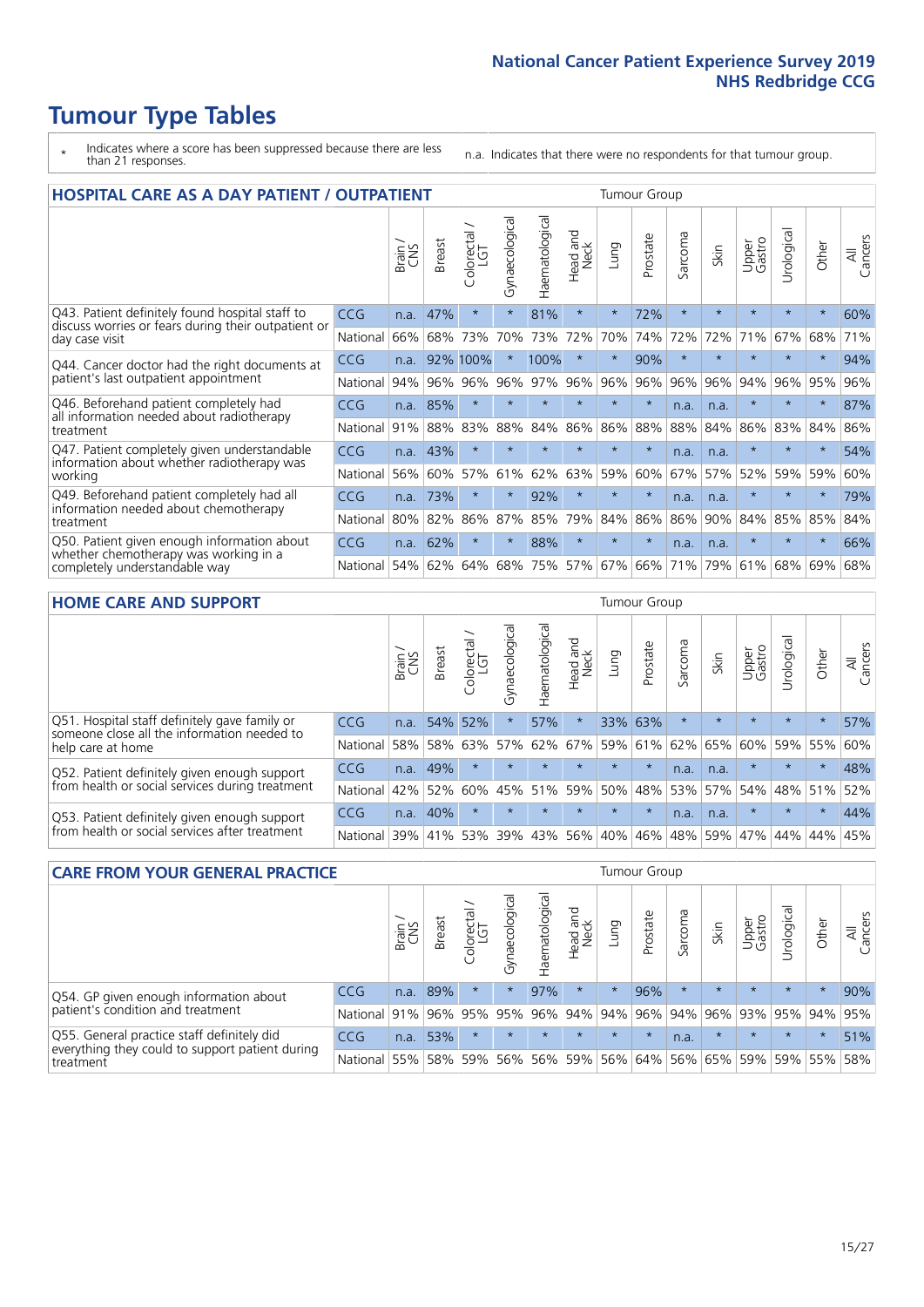# Tumour Type Tables

\* Indicates where a score has been suppressed because there are less than 21 responses.

n.a. Indicates that there were no respondents for that tumour group.

## HOSPITAL CARE AS A DAY PATIENT / OUTPATIENT

| | | Brain / CNS | Breast | Colorectal / LGT | Gynaecological | Haematological | Head and Neck | Lung | Prostate | Sarcoma | Skin | Upper Gastro | Urological | Other | All Cancers |
|---|---|---|---|---|---|---|---|---|---|---|---|---|---|---|---|
| Q43. Patient definitely found hospital staff to discuss worries or fears during their outpatient or day case visit | CCG | n.a. | 47% | * | * | 81% | * | * | 72% | * | * | * | * | * | 60% |
| | National | 66% | 68% | 73% | 70% | 73% | 72% | 70% | 74% | 72% | 72% | 71% | 67% | 68% | 71% |
| Q44. Cancer doctor had the right documents at patient's last outpatient appointment | CCG | n.a. | 92% | 100% | * | 100% | * | * | 90% | * | * | * | * | * | 94% |
| | National | 94% | 96% | 96% | 96% | 97% | 96% | 96% | 96% | 96% | 96% | 94% | 96% | 95% | 96% |
| Q46. Beforehand patient completely had all information needed about radiotherapy treatment | CCG | n.a. | 85% | * | * | * | * | * | * | n.a. | n.a. | * | * | * | 87% |
| | National | 91% | 88% | 83% | 88% | 84% | 86% | 86% | 88% | 88% | 84% | 86% | 83% | 84% | 86% |
| Q47. Patient completely given understandable information about whether radiotherapy was working | CCG | n.a. | 43% | * | * | * | * | * | * | n.a. | n.a. | * | * | * | 54% |
| | National | 56% | 60% | 57% | 61% | 62% | 63% | 59% | 60% | 67% | 57% | 52% | 59% | 59% | 60% |
| Q49. Beforehand patient completely had all information needed about chemotherapy treatment | CCG | n.a. | 73% | * | * | 92% | * | * | * | n.a. | n.a. | * | * | * | 79% |
| | National | 80% | 82% | 86% | 87% | 85% | 79% | 84% | 86% | 86% | 90% | 84% | 85% | 85% | 84% |
| Q50. Patient given enough information about whether chemotherapy was working in a completely understandable way | CCG | n.a. | 62% | * | * | 88% | * | * | * | n.a. | n.a. | * | * | * | 66% |
| | National | 54% | 62% | 64% | 68% | 75% | 57% | 67% | 66% | 71% | 79% | 61% | 68% | 69% | 68% |

## HOME CARE AND SUPPORT

| | | Brain / CNS | Breast | Colorectal / LGT | Gynaecological | Haematological | Head and Neck | Lung | Prostate | Sarcoma | Skin | Upper Gastro | Urological | Other | All Cancers |
|---|---|---|---|---|---|---|---|---|---|---|---|---|---|---|---|
| Q51. Hospital staff definitely gave family or someone close all the information needed to help care at home | CCG | n.a. | 54% | 52% | * | 57% | * | 33% | 63% | * | * | * | * | * | 57% |
| | National | 58% | 58% | 63% | 57% | 62% | 67% | 59% | 61% | 62% | 65% | 60% | 59% | 55% | 60% |
| Q52. Patient definitely given enough support from health or social services during treatment | CCG | n.a. | 49% | * | * | * | * | * | * | n.a. | n.a. | * | * | * | 48% |
| | National | 42% | 52% | 60% | 45% | 51% | 59% | 50% | 48% | 53% | 57% | 54% | 48% | 51% | 52% |
| Q53. Patient definitely given enough support from health or social services after treatment | CCG | n.a. | 40% | * | * | * | * | * | * | n.a. | n.a. | * | * | * | 44% |
| | National | 39% | 41% | 53% | 39% | 43% | 56% | 40% | 46% | 48% | 59% | 47% | 44% | 44% | 45% |

## CARE FROM YOUR GENERAL PRACTICE

| | | Brain / CNS | Breast | Colorectal / LGT | Gynaecological | Haematological | Head and Neck | Lung | Prostate | Sarcoma | Skin | Upper Gastro | Urological | Other | All Cancers |
|---|---|---|---|---|---|---|---|---|---|---|---|---|---|---|---|
| Q54. GP given enough information about patient's condition and treatment | CCG | n.a. | 89% | * | * | 97% | * | * | 96% | * | * | * | * | * | 90% |
| | National | 91% | 96% | 95% | 95% | 96% | 94% | 94% | 96% | 94% | 96% | 93% | 95% | 94% | 95% |
| Q55. General practice staff definitely did everything they could to support patient during treatment | CCG | n.a. | 53% | * | * | * | * | * | * | n.a. | * | * | * | * | 51% |
| | National | 55% | 58% | 59% | 56% | 56% | 59% | 56% | 64% | 56% | 65% | 59% | 59% | 55% | 58% |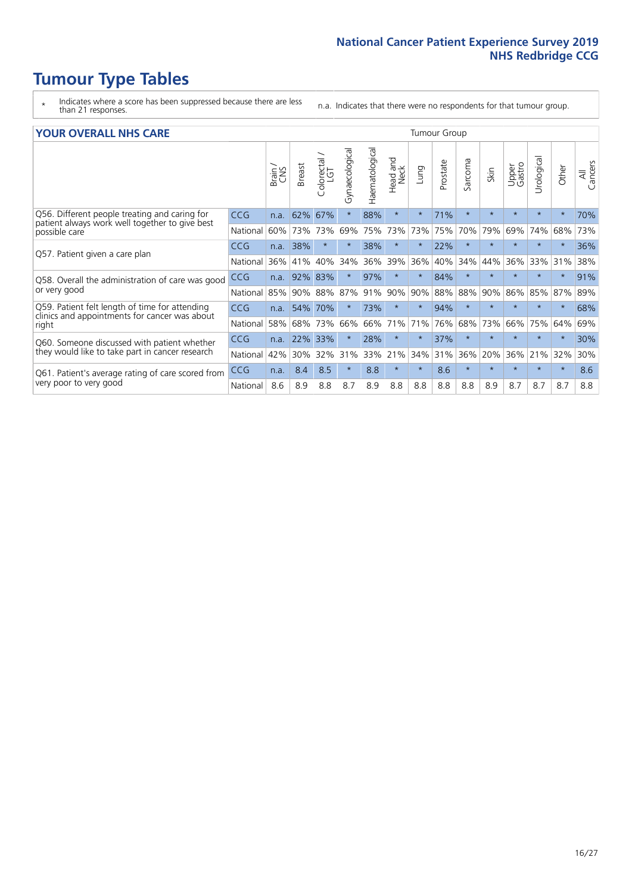# Tumour Type Tables

\* Indicates where a score has been suppressed because there are less than 21 responses.

n.a. Indicates that there were no respondents for that tumour group.

## YOUR OVERALL NHS CARE

| | | Brain / CNS | Breast | Colorectal / LGT | Gynaecological | Haematological | Head and Neck | Lung | Prostate | Sarcoma | Skin | Upper Gastro | Urological | Other | All Cancers |
|---|---|---|---|---|---|---|---|---|---|---|---|---|---|---|---|
| Q56. Different people treating and caring for patient always work well together to give best possible care | CCG | n.a. | 62% | 67% | * | 88% | * | * | 71% | * | * | * | * | * | 70% |
| | National | 60% | 73% | 73% | 69% | 75% | 73% | 73% | 75% | 70% | 79% | 69% | 74% | 68% | 73% |
| Q57. Patient given a care plan | CCG | n.a. | 38% | * | * | 38% | * | * | 22% | * | * | * | * | * | 36% |
| | National | 36% | 41% | 40% | 34% | 36% | 39% | 36% | 40% | 34% | 44% | 36% | 33% | 31% | 38% |
| Q58. Overall the administration of care was good or very good | CCG | n.a. | 92% | 83% | * | 97% | * | * | 84% | * | * | * | * | * | 91% |
| | National | 85% | 90% | 88% | 87% | 91% | 90% | 90% | 88% | 88% | 90% | 86% | 85% | 87% | 89% |
| Q59. Patient felt length of time for attending clinics and appointments for cancer was about right | CCG | n.a. | 54% | 70% | * | 73% | * | * | 94% | * | * | * | * | * | 68% |
| | National | 58% | 68% | 73% | 66% | 66% | 71% | 71% | 76% | 68% | 73% | 66% | 75% | 64% | 69% |
| Q60. Someone discussed with patient whether they would like to take part in cancer research | CCG | n.a. | 22% | 33% | * | 28% | * | * | 37% | * | * | * | * | * | 30% |
| | National | 42% | 30% | 32% | 31% | 33% | 21% | 34% | 31% | 36% | 20% | 36% | 21% | 32% | 30% |
| Q61. Patient's average rating of care scored from very poor to very good | CCG | n.a. | 8.4 | 8.5 | * | 8.8 | * | * | 8.6 | * | * | * | * | * | 8.6 |
| | National | 8.6 | 8.9 | 8.8 | 8.7 | 8.9 | 8.8 | 8.8 | 8.8 | 8.8 | 8.9 | 8.7 | 8.7 | 8.7 | 8.8 |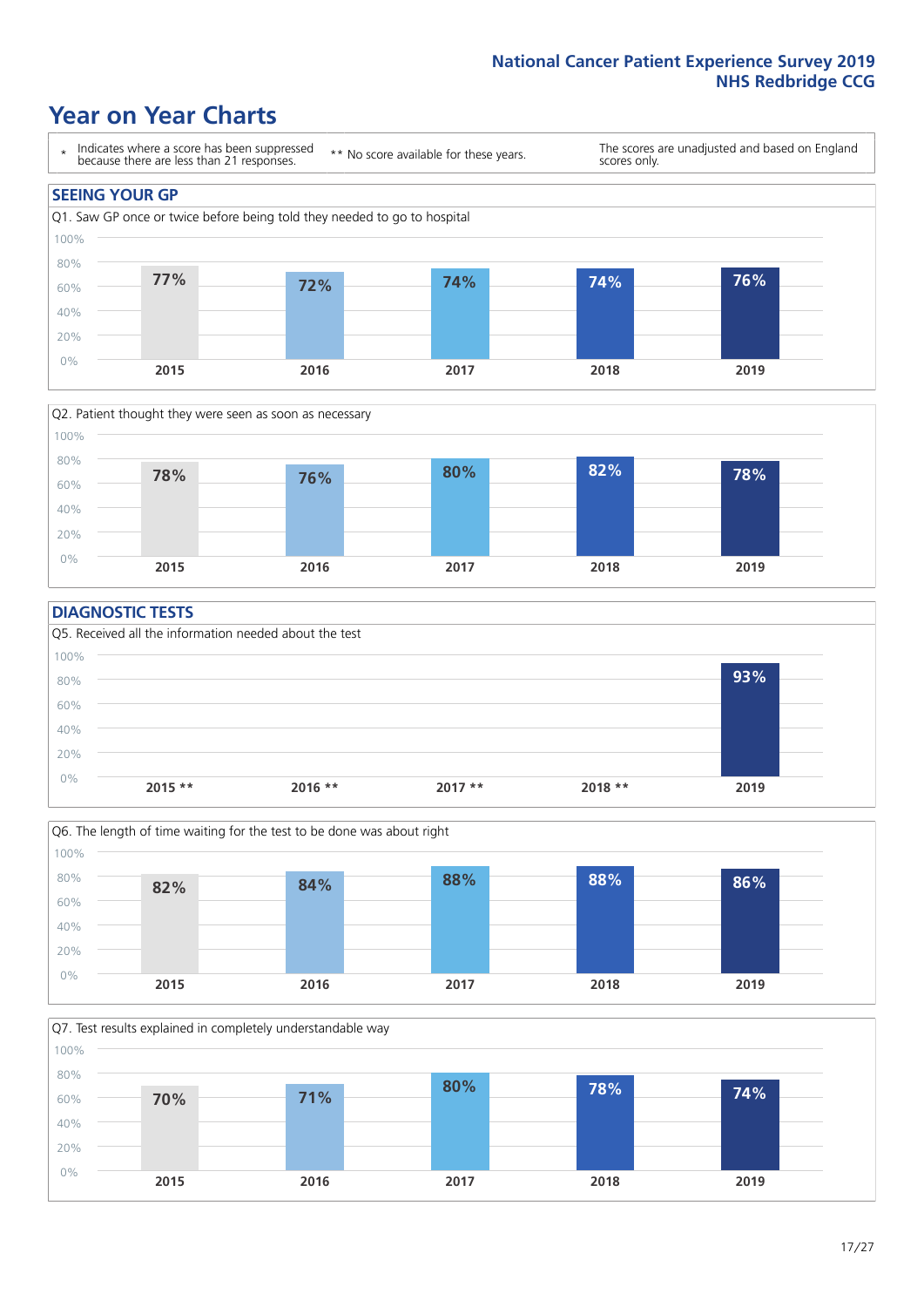# Year on Year Charts

\* Indicates where a score has been suppressed because there are less than 21 responses.

** No score available for these years.

The scores are unadjusted and based on England scores only.

## SEEING YOUR GP

Q1. Saw GP once or twice before being told they needed to go to hospital

| 2015 | 2016 | 2017 | 2018 | 2019 |
|---|---|---|---|---|
| 77% | 72% | 74% | 74% | 76% |

Q2. Patient thought they were seen as soon as necessary

| 2015 | 2016 | 2017 | 2018 | 2019 |
|---|---|---|---|---|
| 78% | 76% | 80% | 82% | 78% |

## DIAGNOSTIC TESTS

Q5. Received all the information needed about the test

| 2015 ** | 2016 ** | 2017 ** | 2018 ** | 2019 |
|---|---|---|---|---|
| | | | | 93% |

Q6. The length of time waiting for the test to be done was about right

| 2015 | 2016 | 2017 | 2018 | 2019 |
|---|---|---|---|---|
| 82% | 84% | 88% | 88% | 86% |

Q7. Test results explained in completely understandable way

| 2015 | 2016 | 2017 | 2018 | 2019 |
|---|---|---|---|---|
| 70% | 71% | 80% | 78% | 74% |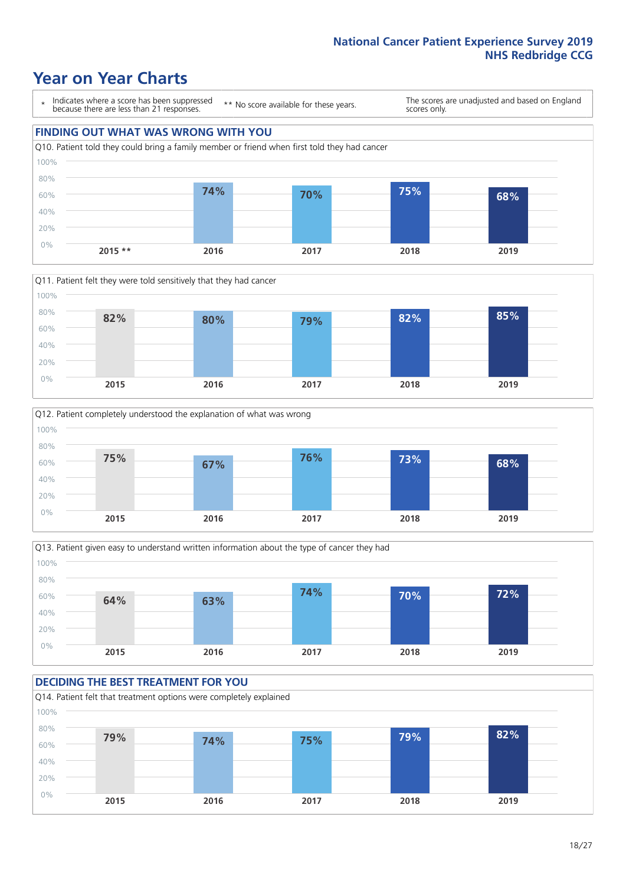## National Cancer Patient Experience Survey 2019
## NHS Redbridge CCG

# Year on Year Charts

\* Indicates where a score has been suppressed because there are less than 21 responses.

** No score available for these years.

The scores are unadjusted and based on England scores only.

## FINDING OUT WHAT WAS WRONG WITH YOU

Q10. Patient told they could bring a family member or friend when first told they had cancer

| 2015 ** | 2016 | 2017 | 2018 | 2019 |
|---|---|---|---|---|
| | 74% | 70% | 75% | 68% |

Q11. Patient felt they were told sensitively that they had cancer

| 2015 | 2016 | 2017 | 2018 | 2019 |
|---|---|---|---|---|
| 82% | 80% | 79% | 82% | 85% |

Q12. Patient completely understood the explanation of what was wrong

| 2015 | 2016 | 2017 | 2018 | 2019 |
|---|---|---|---|---|
| 75% | 67% | 76% | 73% | 68% |

Q13. Patient given easy to understand written information about the type of cancer they had

| 2015 | 2016 | 2017 | 2018 | 2019 |
|---|---|---|---|---|
| 64% | 63% | 74% | 70% | 72% |

## DECIDING THE BEST TREATMENT FOR YOU

Q14. Patient felt that treatment options were completely explained

| 2015 | 2016 | 2017 | 2018 | 2019 |
|---|---|---|---|---|
| 79% | 74% | 75% | 79% | 82% |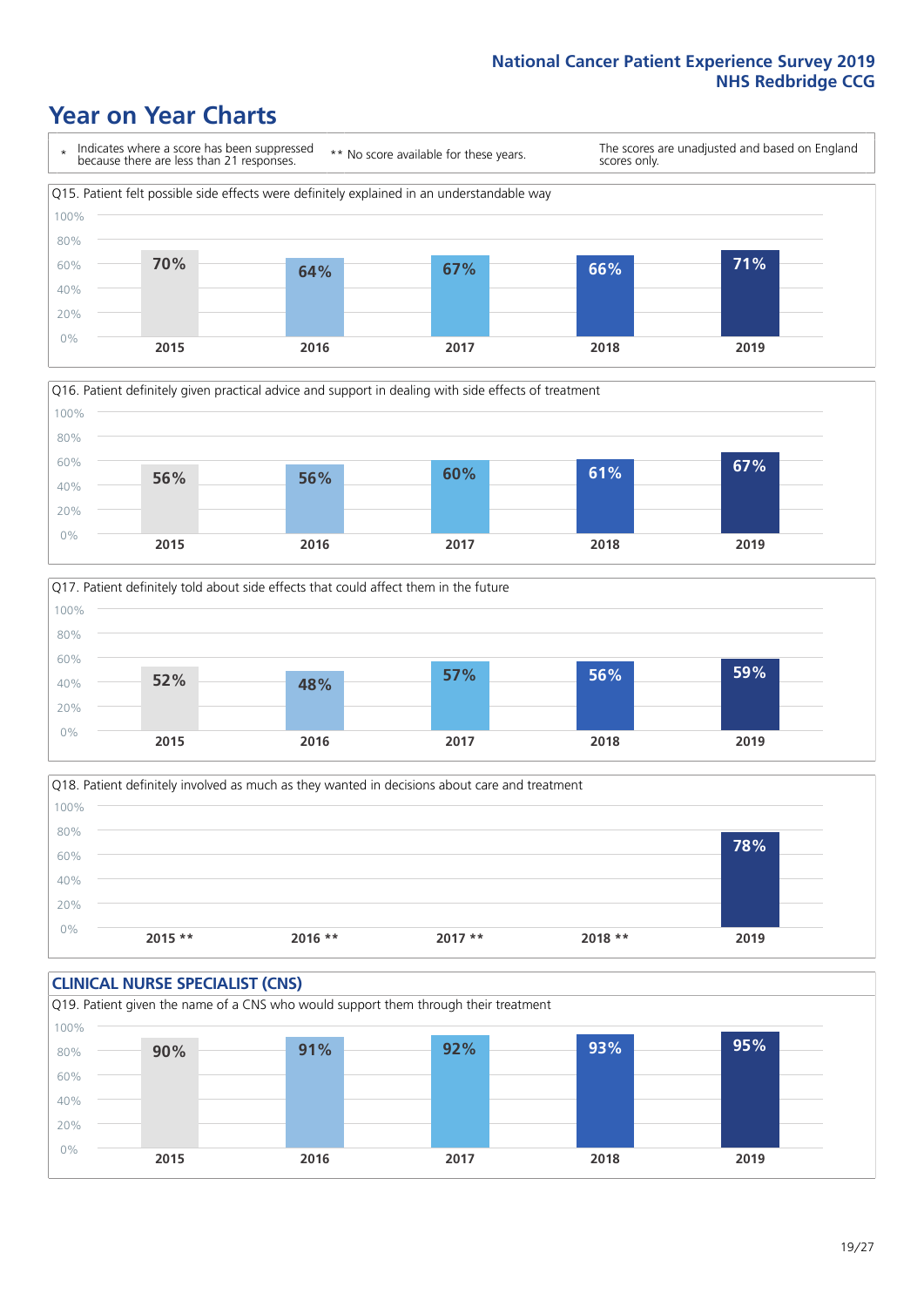# Year on Year Charts

\* Indicates where a score has been suppressed because there are less than 21 responses.

** No score available for these years.

The scores are unadjusted and based on England scores only.

Q15. Patient felt possible side effects were definitely explained in an understandable way

| 2015 | 2016 | 2017 | 2018 | 2019 |
|---|---|---|---|---|
| 70% | 64% | 67% | 66% | 71% |

Q16. Patient definitely given practical advice and support in dealing with side effects of treatment

| 2015 | 2016 | 2017 | 2018 | 2019 |
|---|---|---|---|---|
| 56% | 56% | 60% | 61% | 67% |

Q17. Patient definitely told about side effects that could affect them in the future

| 2015 | 2016 | 2017 | 2018 | 2019 |
|---|---|---|---|---|
| 52% | 48% | 57% | 56% | 59% |

Q18. Patient definitely involved as much as they wanted in decisions about care and treatment

| 2015 ** | 2016 ** | 2017 ** | 2018 ** | 2019 |
|---|---|---|---|---|
| | | | | 78% |

## CLINICAL NURSE SPECIALIST (CNS)

Q19. Patient given the name of a CNS who would support them through their treatment

| 2015 | 2016 | 2017 | 2018 | 2019 |
|---|---|---|---|---|
| 90% | 91% | 92% | 93% | 95% |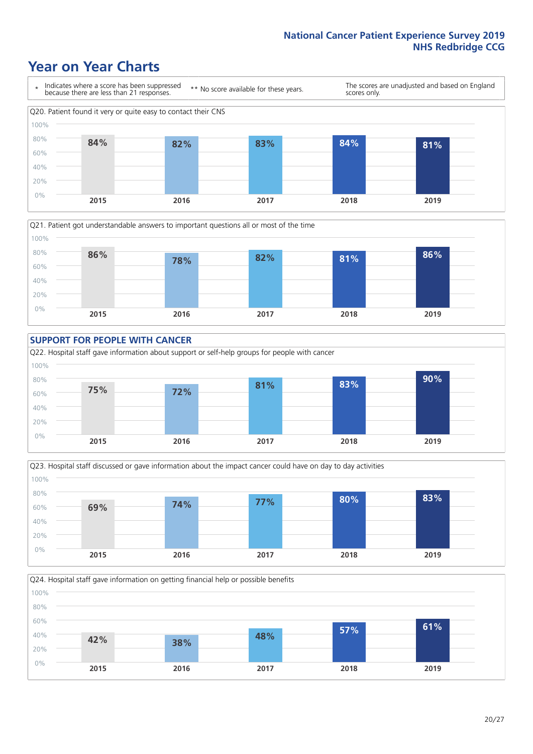# Year on Year Charts

\* Indicates where a score has been suppressed because there are less than 21 responses.

** No score available for these years.

The scores are unadjusted and based on England scores only.

Q20. Patient found it very or quite easy to contact their CNS

| 2015 | 2016 | 2017 | 2018 | 2019 |
|---|---|---|---|---|
| 84% | 82% | 83% | 84% | 81% |

Q21. Patient got understandable answers to important questions all or most of the time

| 2015 | 2016 | 2017 | 2018 | 2019 |
|---|---|---|---|---|
| 86% | 78% | 82% | 81% | 86% |

## SUPPORT FOR PEOPLE WITH CANCER

Q22. Hospital staff gave information about support or self-help groups for people with cancer

| 2015 | 2016 | 2017 | 2018 | 2019 |
|---|---|---|---|---|
| 75% | 72% | 81% | 83% | 90% |

Q23. Hospital staff discussed or gave information about the impact cancer could have on day to day activities

| 2015 | 2016 | 2017 | 2018 | 2019 |
|---|---|---|---|---|
| 69% | 74% | 77% | 80% | 83% |

Q24. Hospital staff gave information on getting financial help or possible benefits

| 2015 | 2016 | 2017 | 2018 | 2019 |
|---|---|---|---|---|
| 42% | 38% | 48% | 57% | 61% |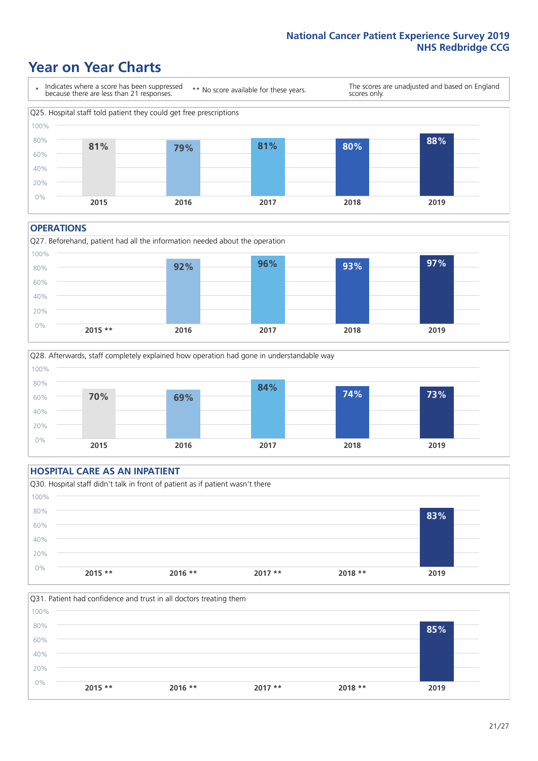# Year on Year Charts

| * Indicates where a score has been suppressed because there are less than 21 responses. | ** No score available for these years. | The scores are unadjusted and based on England scores only. |
|---|---|---|

Q25. Hospital staff told patient they could get free prescriptions

| 2015 | 2016 | 2017 | 2018 | 2019 |
|---|---|---|---|---|
| 81% | 79% | 81% | 80% | 88% |

## OPERATIONS

Q27. Beforehand, patient had all the information needed about the operation

| 2015 ** | 2016 | 2017 | 2018 | 2019 |
|---|---|---|---|---|
| | 92% | 96% | 93% | 97% |

Q28. Afterwards, staff completely explained how operation had gone in understandable way

| 2015 | 2016 | 2017 | 2018 | 2019 |
|---|---|---|---|---|
| 70% | 69% | 84% | 74% | 73% |

## HOSPITAL CARE AS AN INPATIENT

Q30. Hospital staff didn't talk in front of patient as if patient wasn't there

| 2015 ** | 2016 ** | 2017 ** | 2018 ** | 2019 |
|---|---|---|---|---|
| | | | | 83% |

Q31. Patient had confidence and trust in all doctors treating them

| 2015 ** | 2016 ** | 2017 ** | 2018 ** | 2019 |
|---|---|---|---|---|
| | | | | 85% |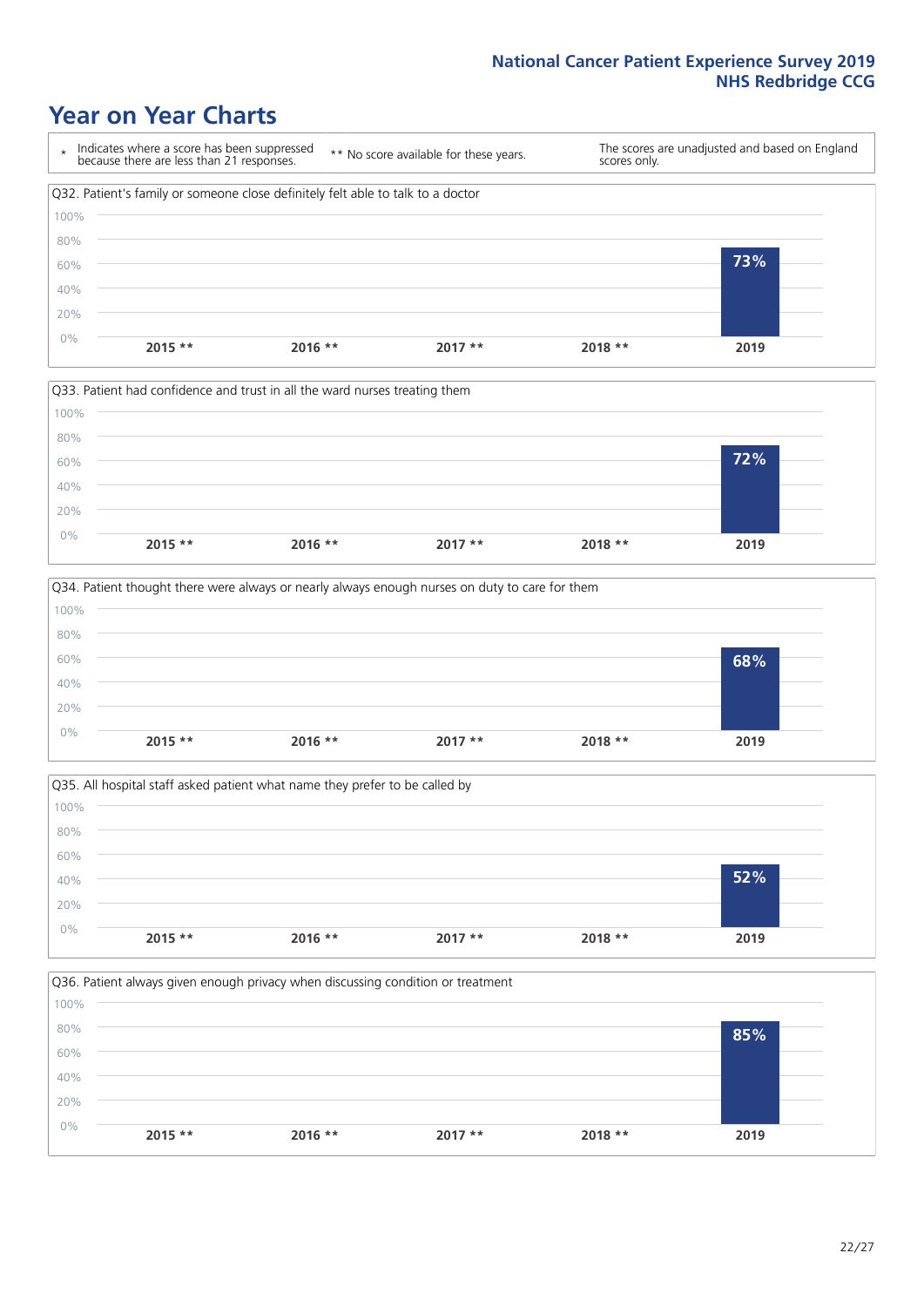# Year on Year Charts

| * Indicates where a score has been suppressed because there are less than 21 responses. | ** No score available for these years. | The scores are unadjusted and based on England scores only. |
|---|---|---|

Q32. Patient's family or someone close definitely felt able to talk to a doctor

| 2015 ** | 2016 ** | 2017 ** | 2018 ** | 2019 |
|---|---|---|---|---|
| | | | | 73% |

Q33. Patient had confidence and trust in all the ward nurses treating them

| 2015 ** | 2016 ** | 2017 ** | 2018 ** | 2019 |
|---|---|---|---|---|
| | | | | 72% |

Q34. Patient thought there were always or nearly always enough nurses on duty to care for them

| 2015 ** | 2016 ** | 2017 ** | 2018 ** | 2019 |
|---|---|---|---|---|
| | | | | 68% |

Q35. All hospital staff asked patient what name they prefer to be called by

| 2015 ** | 2016 ** | 2017 ** | 2018 ** | 2019 |
|---|---|---|---|---|
| | | | | 52% |

Q36. Patient always given enough privacy when discussing condition or treatment

| 2015 ** | 2016 ** | 2017 ** | 2018 ** | 2019 |
|---|---|---|---|---|
| | | | | 85% |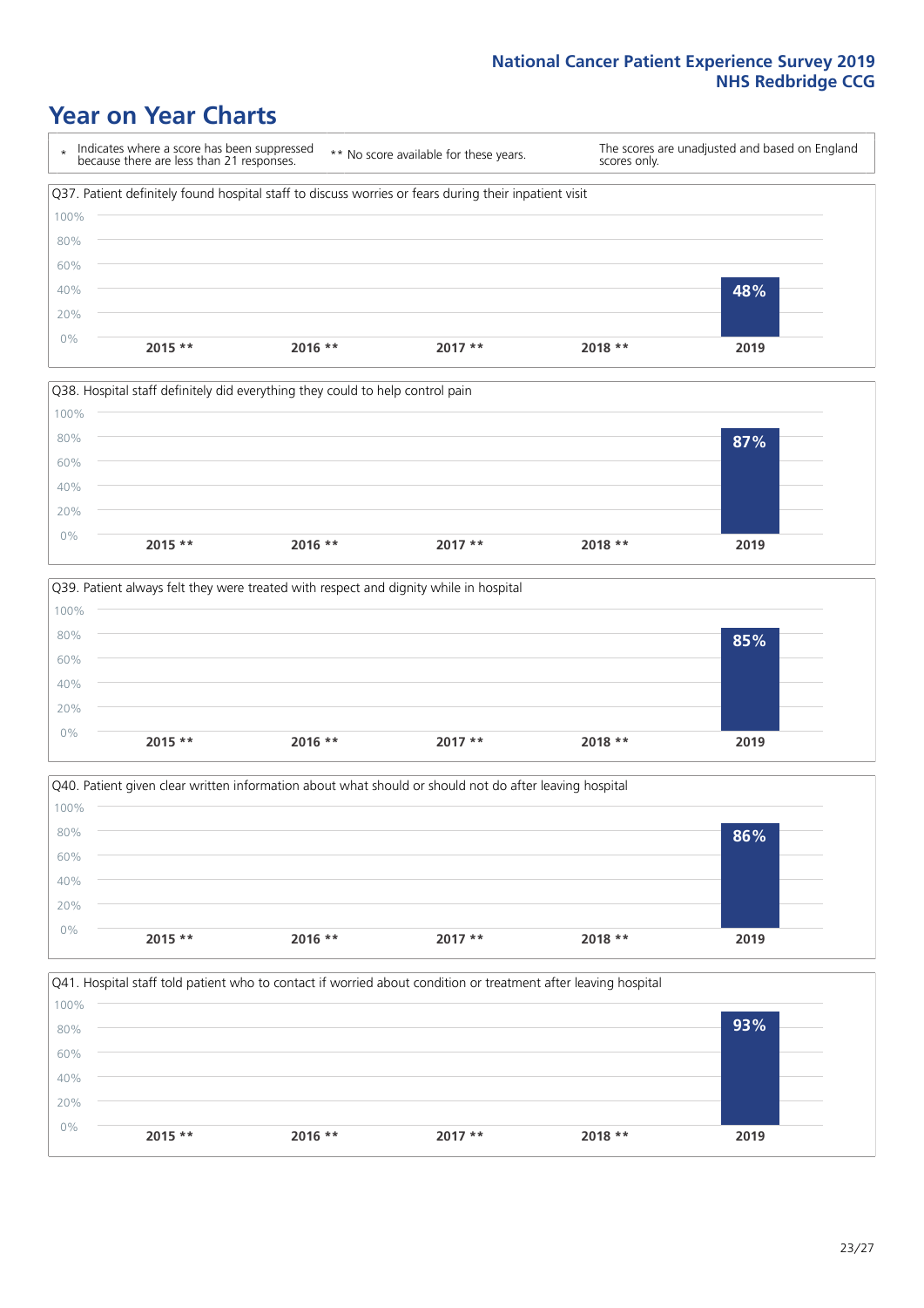# Year on Year Charts

\* Indicates where a score has been suppressed because there are less than 21 responses.

** No score available for these years.

The scores are unadjusted and based on England scores only.

Q37. Patient definitely found hospital staff to discuss worries or fears during their inpatient visit

| 2015 ** | 2016 ** | 2017 ** | 2018 ** | 2019 |
|---|---|---|---|---|
| | | | | 48% |

Q38. Hospital staff definitely did everything they could to help control pain

| 2015 ** | 2016 ** | 2017 ** | 2018 ** | 2019 |
|---|---|---|---|---|
| | | | | 87% |

Q39. Patient always felt they were treated with respect and dignity while in hospital

| 2015 ** | 2016 ** | 2017 ** | 2018 ** | 2019 |
|---|---|---|---|---|
| | | | | 85% |

Q40. Patient given clear written information about what should or should not do after leaving hospital

| 2015 ** | 2016 ** | 2017 ** | 2018 ** | 2019 |
|---|---|---|---|---|
| | | | | 86% |

Q41. Hospital staff told patient who to contact if worried about condition or treatment after leaving hospital

| 2015 ** | 2016 ** | 2017 ** | 2018 ** | 2019 |
|---|---|---|---|---|
| | | | | 93% |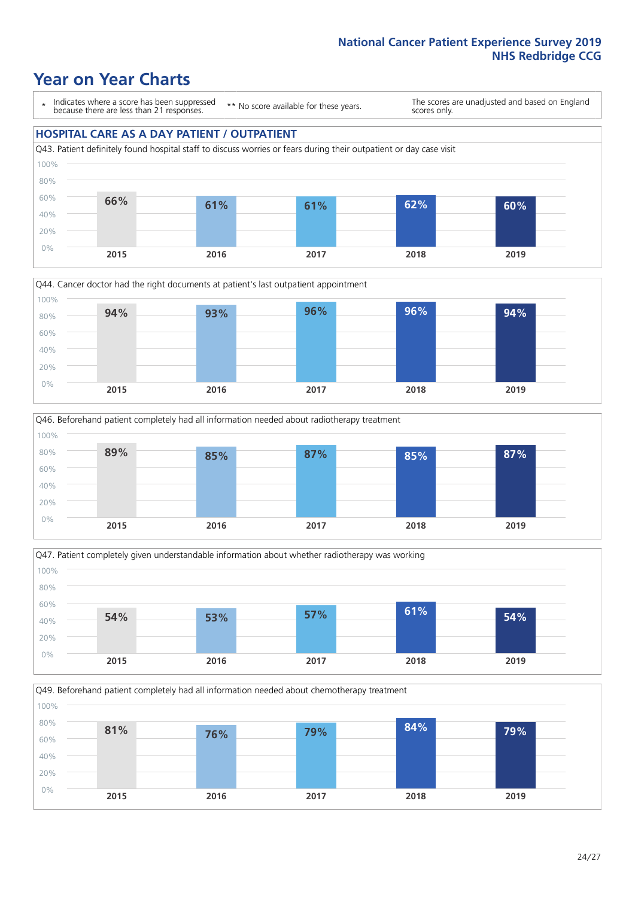National Cancer Patient Experience Survey 2019
NHS Redbridge CCG

# Year on Year Charts

\* Indicates where a score has been suppressed because there are less than 21 responses.

\*\* No score available for these years.

The scores are unadjusted and based on England scores only.

## HOSPITAL CARE AS A DAY PATIENT / OUTPATIENT

Q43. Patient definitely found hospital staff to discuss worries or fears during their outpatient or day case visit

| 2015 | 2016 | 2017 | 2018 | 2019 |
|---|---|---|---|---|
| 66% | 61% | 61% | 62% | 60% |

Q44. Cancer doctor had the right documents at patient's last outpatient appointment

| 2015 | 2016 | 2017 | 2018 | 2019 |
|---|---|---|---|---|
| 94% | 93% | 96% | 96% | 94% |

Q46. Beforehand patient completely had all information needed about radiotherapy treatment

| 2015 | 2016 | 2017 | 2018 | 2019 |
|---|---|---|---|---|
| 89% | 85% | 87% | 85% | 87% |

Q47. Patient completely given understandable information about whether radiotherapy was working

| 2015 | 2016 | 2017 | 2018 | 2019 |
|---|---|---|---|---|
| 54% | 53% | 57% | 61% | 54% |

Q49. Beforehand patient completely had all information needed about chemotherapy treatment

| 2015 | 2016 | 2017 | 2018 | 2019 |
|---|---|---|---|---|
| 81% | 76% | 79% | 84% | 79% |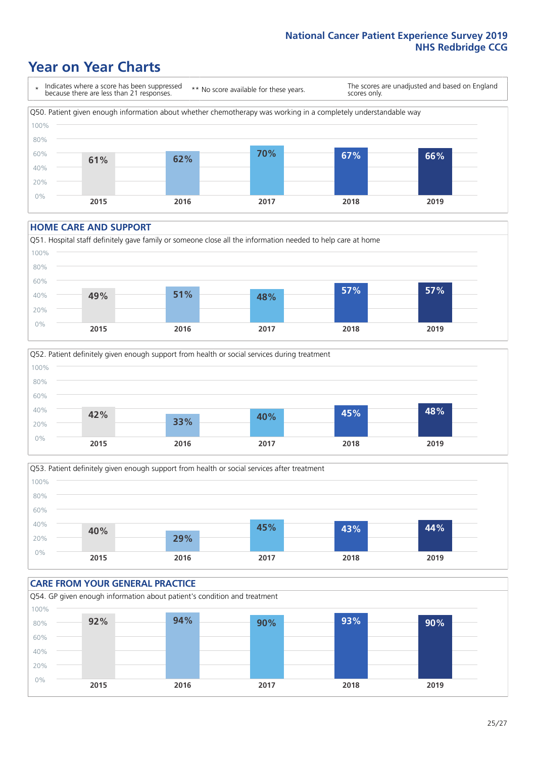## Year on Year Charts

\* Indicates where a score has been suppressed because there are less than 21 responses.

\*\* No score available for these years.

The scores are unadjusted and based on England scores only.

Q50. Patient given enough information about whether chemotherapy was working in a completely understandable way

| 2015 | 2016 | 2017 | 2018 | 2019 |
|---|---|---|---|---|
| 61% | 62% | 70% | 67% | 66% |

### HOME CARE AND SUPPORT

Q51. Hospital staff definitely gave family or someone close all the information needed to help care at home

| 2015 | 2016 | 2017 | 2018 | 2019 |
|---|---|---|---|---|
| 49% | 51% | 48% | 57% | 57% |

Q52. Patient definitely given enough support from health or social services during treatment

| 2015 | 2016 | 2017 | 2018 | 2019 |
|---|---|---|---|---|
| 42% | 33% | 40% | 45% | 48% |

Q53. Patient definitely given enough support from health or social services after treatment

| 2015 | 2016 | 2017 | 2018 | 2019 |
|---|---|---|---|---|
| 40% | 29% | 45% | 43% | 44% |

### CARE FROM YOUR GENERAL PRACTICE

Q54. GP given enough information about patient's condition and treatment

| 2015 | 2016 | 2017 | 2018 | 2019 |
|---|---|---|---|---|
| 92% | 94% | 90% | 93% | 90% |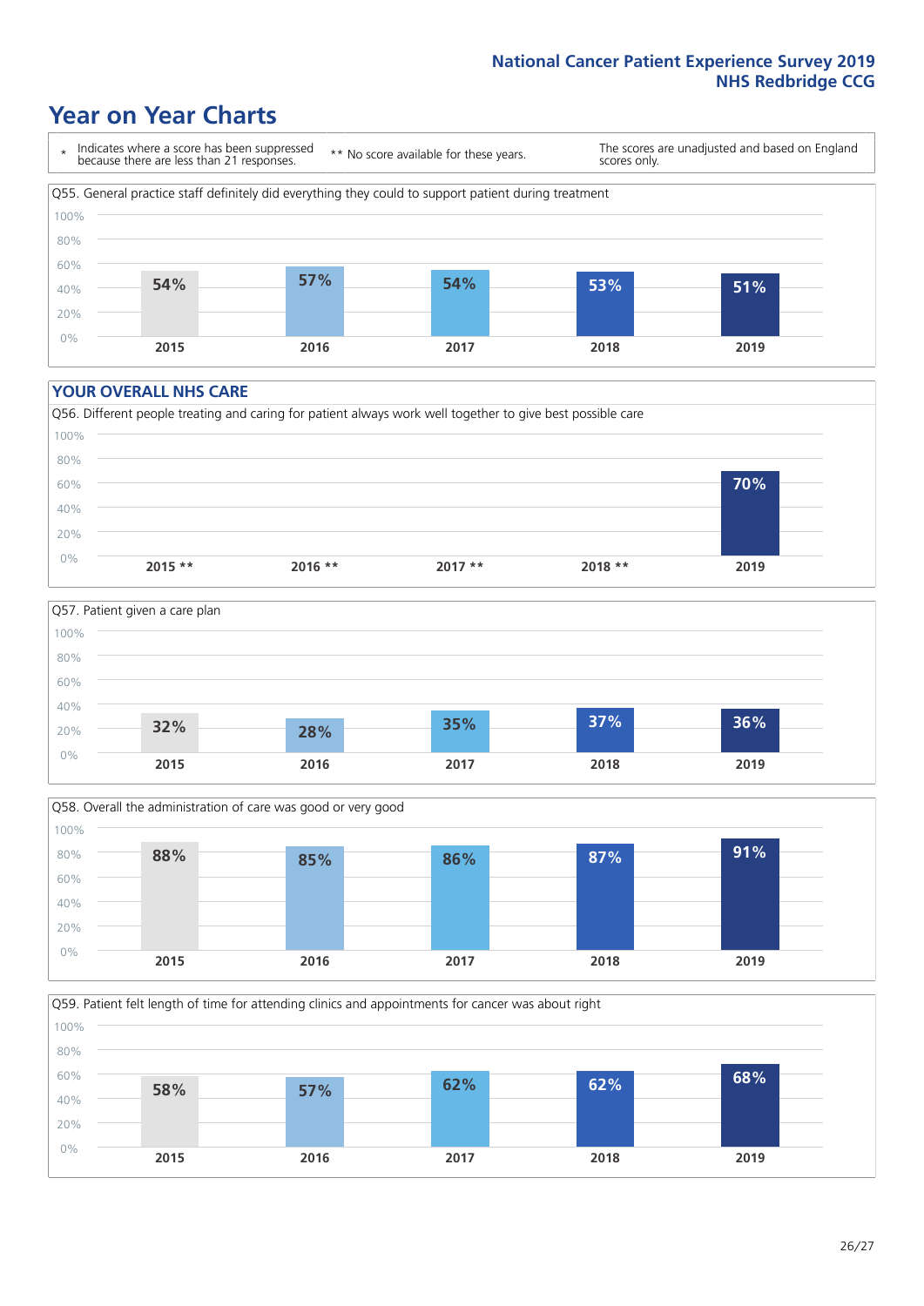# Year on Year Charts

| * Indicates where a score has been suppressed because there are less than 21 responses. | ** No score available for these years. | The scores are unadjusted and based on England scores only. |
| --- | --- | --- |

Q55. General practice staff definitely did everything they could to support patient during treatment

| 2015 | 2016 | 2017 | 2018 | 2019 |
| --- | --- | --- | --- | --- |
| 54% | 57% | 54% | 53% | 51% |

## YOUR OVERALL NHS CARE

Q56. Different people treating and caring for patient always work well together to give best possible care

| 2015 ** | 2016 ** | 2017 ** | 2018 ** | 2019 |
| --- | --- | --- | --- | --- |
| | | | | 70% |

Q57. Patient given a care plan

| 2015 | 2016 | 2017 | 2018 | 2019 |
| --- | --- | --- | --- | --- |
| 32% | 28% | 35% | 37% | 36% |

Q58. Overall the administration of care was good or very good

| 2015 | 2016 | 2017 | 2018 | 2019 |
| --- | --- | --- | --- | --- |
| 88% | 85% | 86% | 87% | 91% |

Q59. Patient felt length of time for attending clinics and appointments for cancer was about right

| 2015 | 2016 | 2017 | 2018 | 2019 |
| --- | --- | --- | --- | --- |
| 58% | 57% | 62% | 62% | 68% |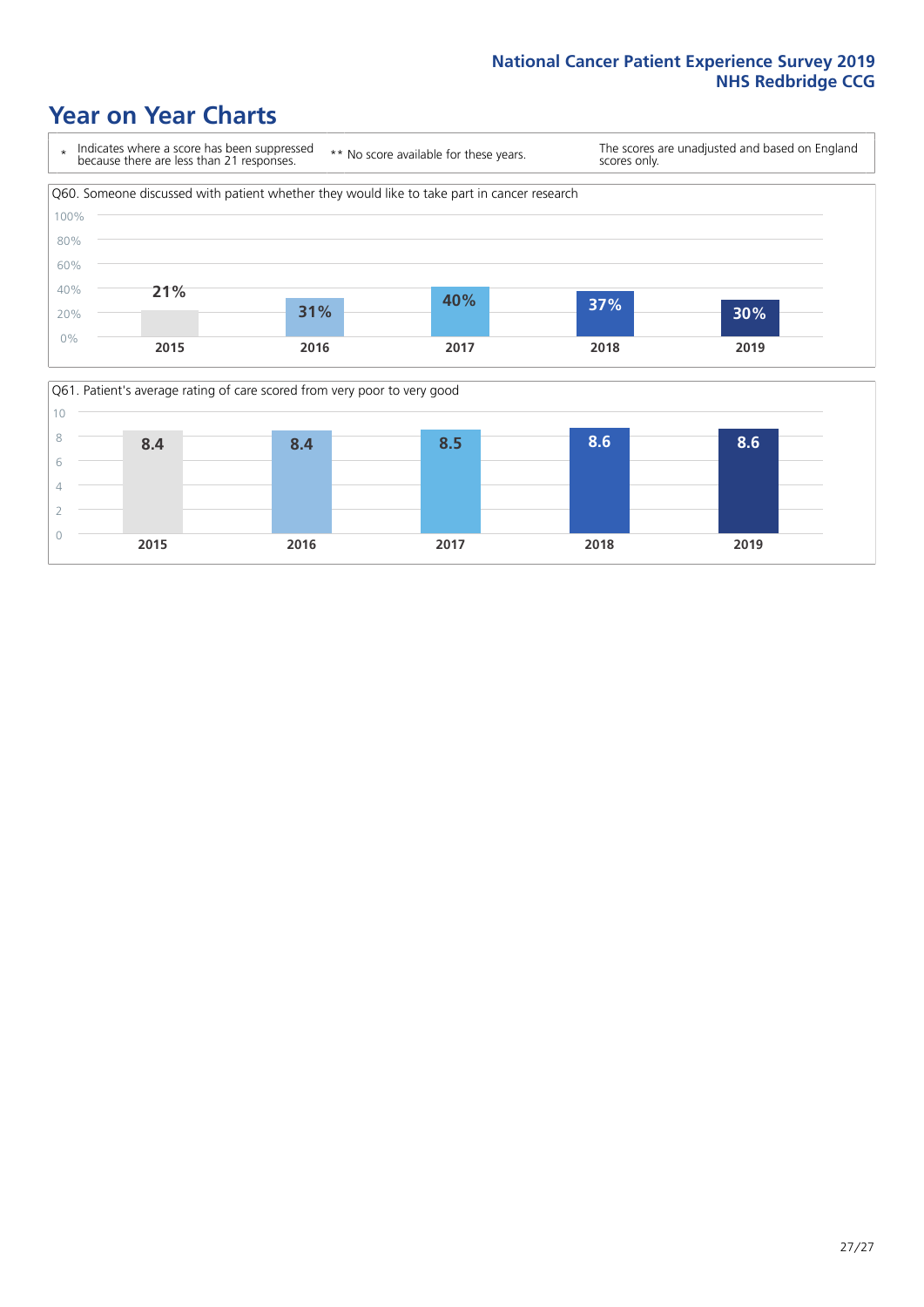National Cancer Patient Experience Survey 2019
NHS Redbridge CCG

# Year on Year Charts

\* Indicates where a score has been suppressed because there are less than 21 responses.

\*\* No score available for these years.

The scores are unadjusted and based on England scores only.

Q60. Someone discussed with patient whether they would like to take part in cancer research

100%
80%
60%
40%
20%
0%

21% 2015
31% 2016
40% 2017
37% 2018
30% 2019

Q61. Patient's average rating of care scored from very poor to very good

10
8
6
4
2
0

8.4 2015
8.4 2016
8.5 2017
8.6 2018
8.6 2019